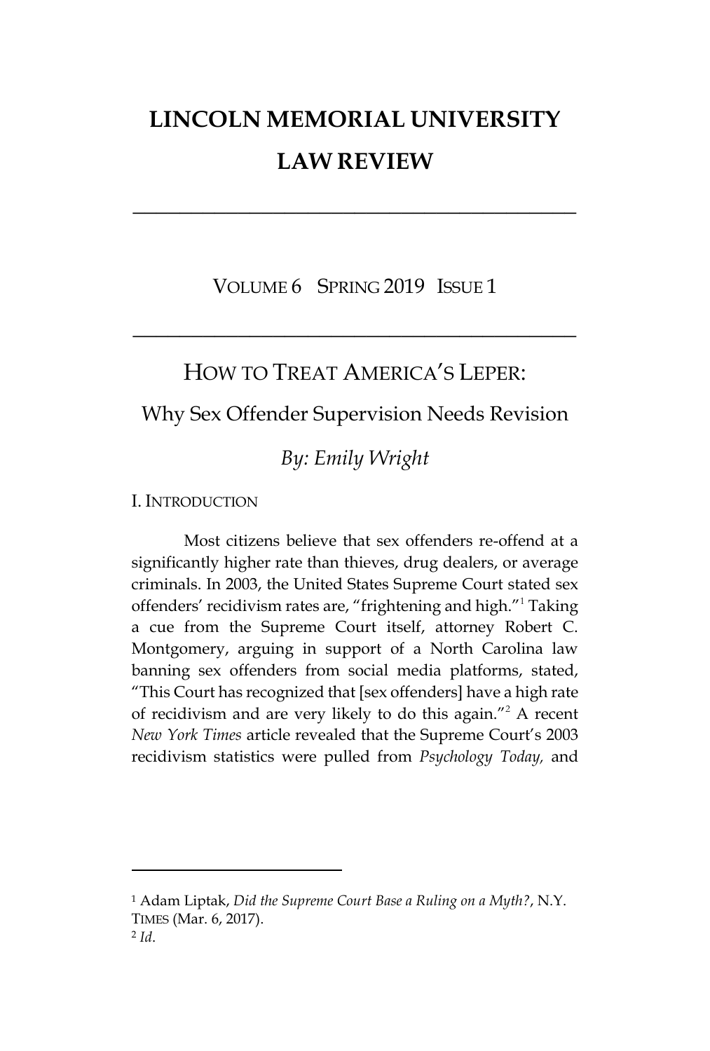# LINCOLN MEMORIAL UNIVERSITY LAW REVIEW

---

VOLUME 6 SPRING 2019 ISSUE 1

---

## HOW TO TREAT AMERICA'S LEPER:

### Why Sex Offender Supervision Needs Revision

*By: Emily Wright*

### I. INTRODUCTION

Most citizens believe that sex offenders re-offend at a significantly higher rate than thieves, drug dealers, or average criminals. In 2003, the United States Supreme Court stated sex offenders' recidivism rates are, "frightening and high."[1] Taking a cue from the Supreme Court itself, attorney Robert C. Montgomery, arguing in support of a North Carolina law banning sex offenders from social media platforms, stated, "This Court has recognized that [sex offenders] have a high rate of recidivism and are very likely to do this again."[2] A recent *New York Times* article revealed that the Supreme Court's 2003 recidivism statistics were pulled from *Psychology Today,* and

---

[1] Adam Liptak, *Did the Supreme Court Base a Ruling on a Myth?*, N.Y. TIMES (Mar. 6, 2017).

[2] *Id*.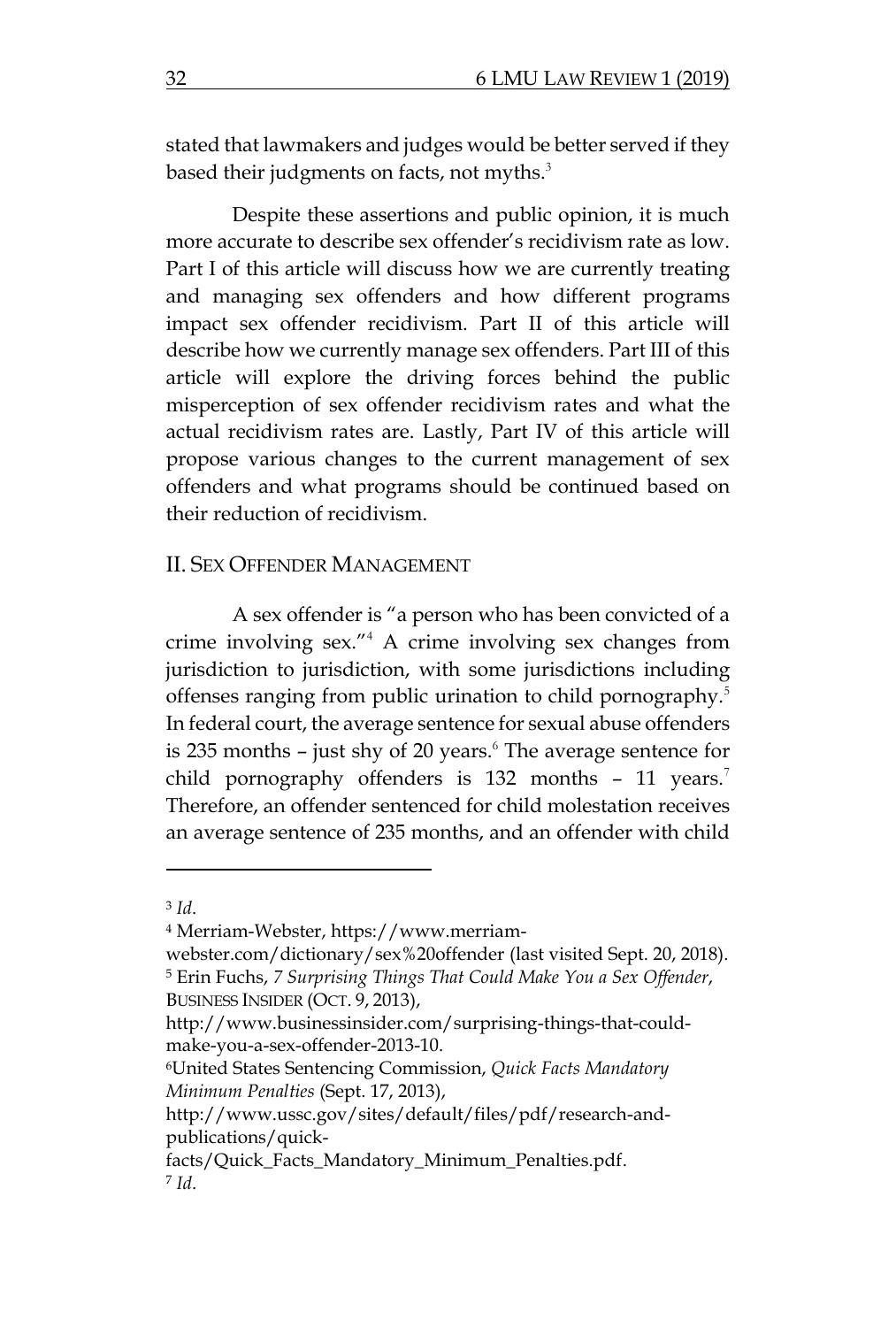stated that lawmakers and judges would be better served if they based their judgments on facts, not myths.[3]

Despite these assertions and public opinion, it is much more accurate to describe sex offender's recidivism rate as low. Part I of this article will discuss how we are currently treating and managing sex offenders and how different programs impact sex offender recidivism. Part II of this article will describe how we currently manage sex offenders. Part III of this article will explore the driving forces behind the public misperception of sex offender recidivism rates and what the actual recidivism rates are. Lastly, Part IV of this article will propose various changes to the current management of sex offenders and what programs should be continued based on their reduction of recidivism.

## II. SEX OFFENDER MANAGEMENT

A sex offender is "a person who has been convicted of a crime involving sex."[4] A crime involving sex changes from jurisdiction to jurisdiction, with some jurisdictions including offenses ranging from public urination to child pornography.[5] In federal court, the average sentence for sexual abuse offenders is 235 months – just shy of 20 years.[6] The average sentence for child pornography offenders is 132 months – 11 years.[7] Therefore, an offender sentenced for child molestation receives an average sentence of 235 months, and an offender with child

---

[3] *Id*.

[4] Merriam-Webster, https://www.merriam-webster.com/dictionary/sex%20offender (last visited Sept. 20, 2018).

[5] Erin Fuchs, *7 Surprising Things That Could Make You a Sex Offender*, BUSINESS INSIDER (OCT. 9, 2013), http://www.businessinsider.com/surprising-things-that-could-make-you-a-sex-offender-2013-10.

[6] United States Sentencing Commission, *Quick Facts Mandatory Minimum Penalties* (Sept. 17, 2013), http://www.ussc.gov/sites/default/files/pdf/research-and-publications/quick-facts/Quick_Facts_Mandatory_Minimum_Penalties.pdf.

[7] *Id*.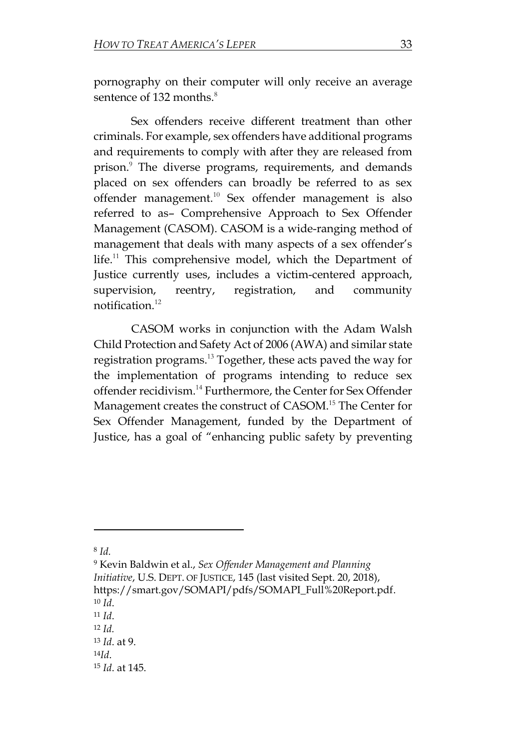pornography on their computer will only receive an average sentence of 132 months.[8]

Sex offenders receive different treatment than other criminals. For example, sex offenders have additional programs and requirements to comply with after they are released from prison.[9] The diverse programs, requirements, and demands placed on sex offenders can broadly be referred to as sex offender management.[10] Sex offender management is also referred to as– Comprehensive Approach to Sex Offender Management (CASOM). CASOM is a wide-ranging method of management that deals with many aspects of a sex offender's life.[11] This comprehensive model, which the Department of Justice currently uses, includes a victim-centered approach, supervision, reentry, registration, and community notification.[12]

CASOM works in conjunction with the Adam Walsh Child Protection and Safety Act of 2006 (AWA) and similar state registration programs.[13] Together, these acts paved the way for the implementation of programs intending to reduce sex offender recidivism.[14] Furthermore, the Center for Sex Offender Management creates the construct of CASOM.[15] The Center for Sex Offender Management, funded by the Department of Justice, has a goal of "enhancing public safety by preventing

---

[8] *Id.*

[9] Kevin Baldwin et al., *Sex Offender Management and Planning Initiative*, U.S. DEPT. OF JUSTICE, 145 (last visited Sept. 20, 2018), https://smart.gov/SOMAPI/pdfs/SOMAPI_Full%20Report.pdf.

[10] *Id*.

[11] *Id*.

[12] *Id.*

[13] *Id*. at 9.

[14] *Id*.

[15] *Id*. at 145.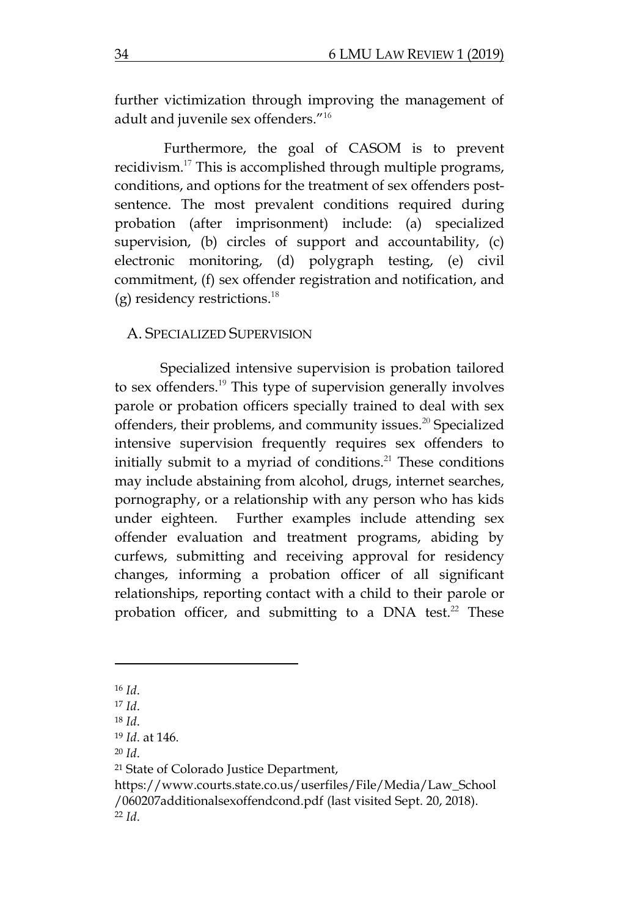further victimization through improving the management of adult and juvenile sex offenders."[16]

Furthermore, the goal of CASOM is to prevent recidivism.[17] This is accomplished through multiple programs, conditions, and options for the treatment of sex offenders post-sentence. The most prevalent conditions required during probation (after imprisonment) include: (a) specialized supervision, (b) circles of support and accountability, (c) electronic monitoring, (d) polygraph testing, (e) civil commitment, (f) sex offender registration and notification, and (g) residency restrictions.[18]

## A. Specialized Supervision

Specialized intensive supervision is probation tailored to sex offenders.[19] This type of supervision generally involves parole or probation officers specially trained to deal with sex offenders, their problems, and community issues.[20] Specialized intensive supervision frequently requires sex offenders to initially submit to a myriad of conditions.[21] These conditions may include abstaining from alcohol, drugs, internet searches, pornography, or a relationship with any person who has kids under eighteen. Further examples include attending sex offender evaluation and treatment programs, abiding by curfews, submitting and receiving approval for residency changes, informing a probation officer of all significant relationships, reporting contact with a child to their parole or probation officer, and submitting to a DNA test.[22] These

---

[16] *Id*.

[17] *Id*.

[18] *Id*.

[19] *Id*. at 146.

[20] *Id*.

[21] State of Colorado Justice Department, https://www.courts.state.co.us/userfiles/File/Media/Law_School/060207additionalsexoffendcond.pdf (last visited Sept. 20, 2018).

[22] *Id*.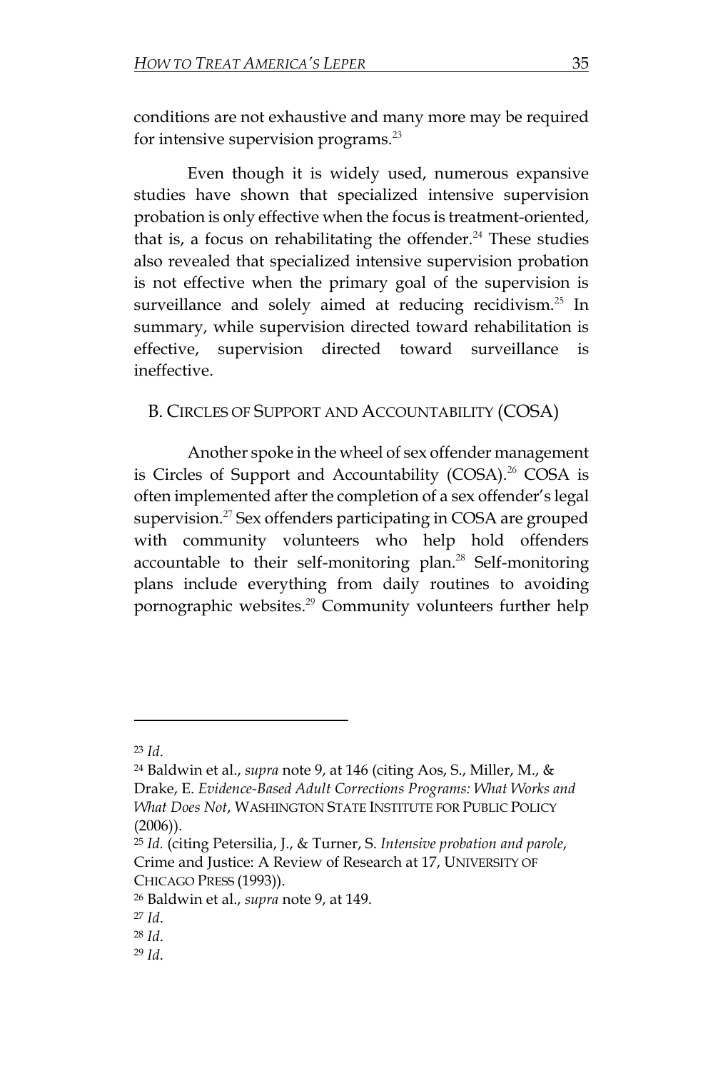conditions are not exhaustive and many more may be required for intensive supervision programs.[23]

Even though it is widely used, numerous expansive studies have shown that specialized intensive supervision probation is only effective when the focus is treatment-oriented, that is, a focus on rehabilitating the offender.[24] These studies also revealed that specialized intensive supervision probation is not effective when the primary goal of the supervision is surveillance and solely aimed at reducing recidivism.[25] In summary, while supervision directed toward rehabilitation is effective, supervision directed toward surveillance is ineffective.

## B. CIRCLES OF SUPPORT AND ACCOUNTABILITY (COSA)

Another spoke in the wheel of sex offender management is Circles of Support and Accountability (COSA).[26] COSA is often implemented after the completion of a sex offender's legal supervision.[27] Sex offenders participating in COSA are grouped with community volunteers who help hold offenders accountable to their self-monitoring plan.[28] Self-monitoring plans include everything from daily routines to avoiding pornographic websites.[29] Community volunteers further help

---

[23] *Id*.

[24] Baldwin et al., *supra* note 9, at 146 (citing Aos, S., Miller, M., & Drake, E. *Evidence-Based Adult Corrections Programs: What Works and What Does Not*, WASHINGTON STATE INSTITUTE FOR PUBLIC POLICY (2006)).

[25] *Id.* (citing Petersilia, J., & Turner, S. *Intensive probation and parole*, Crime and Justice: A Review of Research at 17, UNIVERSITY OF CHICAGO PRESS (1993)).

[26] Baldwin et al., *supra* note 9, at 149.

[27] *Id*.

[28] *Id*.

[29] *Id*.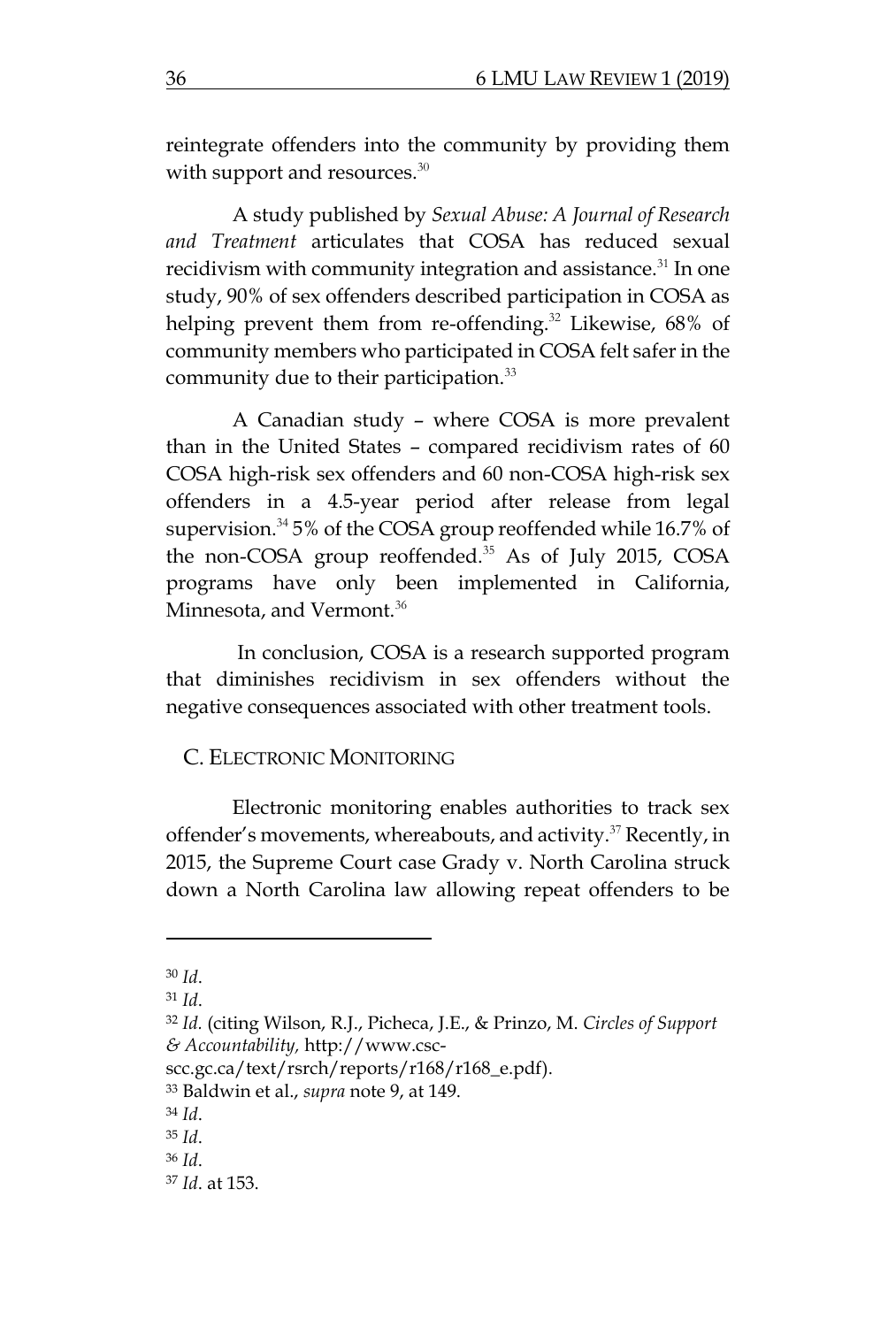reintegrate offenders into the community by providing them with support and resources.[30]

A study published by *Sexual Abuse: A Journal of Research and Treatment* articulates that COSA has reduced sexual recidivism with community integration and assistance.[31] In one study, 90% of sex offenders described participation in COSA as helping prevent them from re-offending.[32] Likewise, 68% of community members who participated in COSA felt safer in the community due to their participation.[33]

A Canadian study – where COSA is more prevalent than in the United States – compared recidivism rates of 60 COSA high-risk sex offenders and 60 non-COSA high-risk sex offenders in a 4.5-year period after release from legal supervision.[34] 5% of the COSA group reoffended while 16.7% of the non-COSA group reoffended.[35] As of July 2015, COSA programs have only been implemented in California, Minnesota, and Vermont.[36]

In conclusion, COSA is a research supported program that diminishes recidivism in sex offenders without the negative consequences associated with other treatment tools.

### C. ELECTRONIC MONITORING

Electronic monitoring enables authorities to track sex offender's movements, whereabouts, and activity.[37] Recently, in 2015, the Supreme Court case Grady v. North Carolina struck down a North Carolina law allowing repeat offenders to be

---

[30] *Id*.

[31] *Id*.

[32] *Id.* (citing Wilson, R.J., Picheca, J.E., & Prinzo, M. *Circles of Support & Accountability,* http://www.csc-scc.gc.ca/text/rsrch/reports/r168/r168_e.pdf).

[33] Baldwin et al., *supra* note 9, at 149.

[34] *Id*.

[35] *Id*.

[36] *Id*.

[37] *Id*. at 153.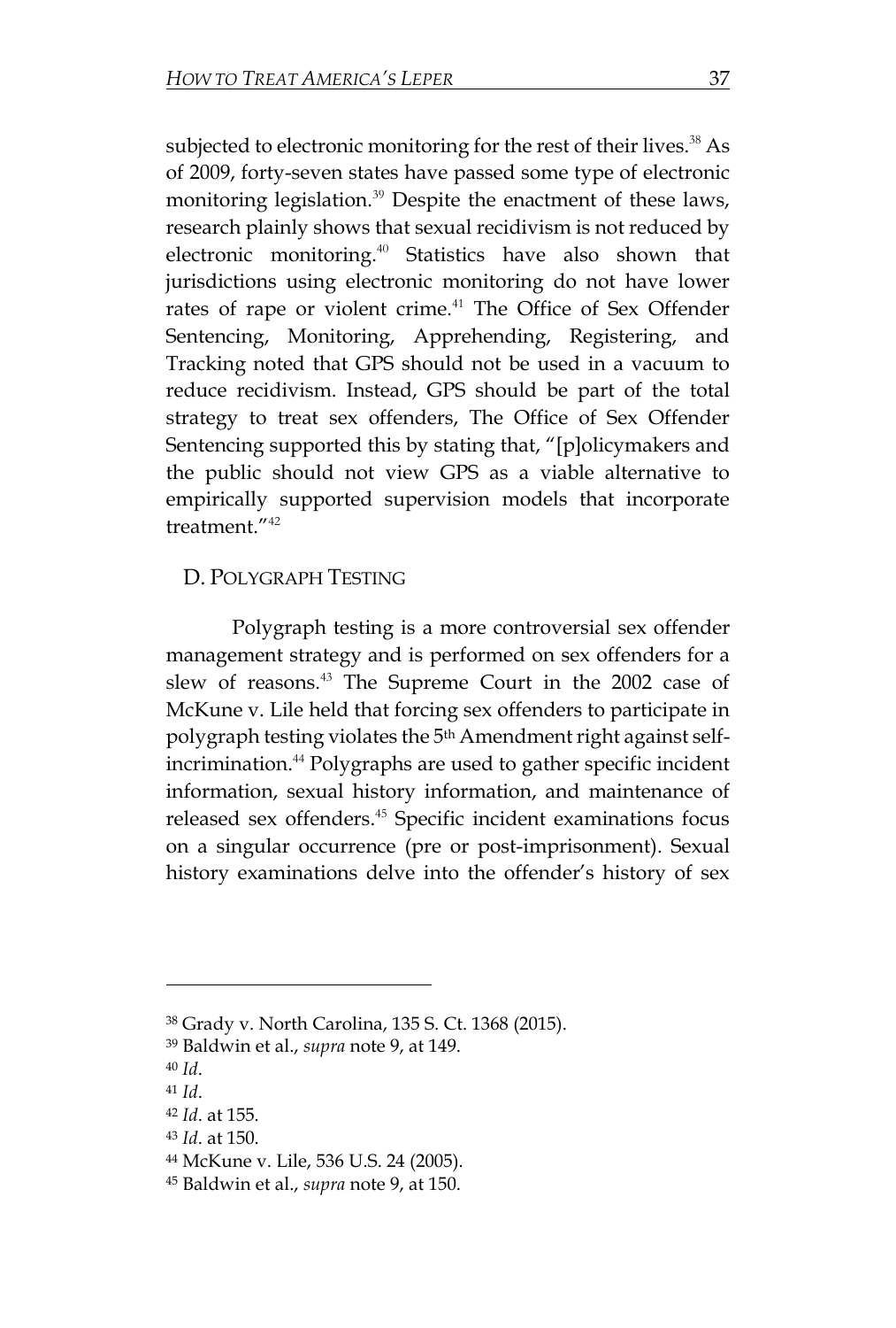subjected to electronic monitoring for the rest of their lives.[38] As of 2009, forty-seven states have passed some type of electronic monitoring legislation.[39] Despite the enactment of these laws, research plainly shows that sexual recidivism is not reduced by electronic monitoring.[40] Statistics have also shown that jurisdictions using electronic monitoring do not have lower rates of rape or violent crime.[41] The Office of Sex Offender Sentencing, Monitoring, Apprehending, Registering, and Tracking noted that GPS should not be used in a vacuum to reduce recidivism. Instead, GPS should be part of the total strategy to treat sex offenders, The Office of Sex Offender Sentencing supported this by stating that, "[p]olicymakers and the public should not view GPS as a viable alternative to empirically supported supervision models that incorporate treatment."[42]

## D. Polygraph Testing

Polygraph testing is a more controversial sex offender management strategy and is performed on sex offenders for a slew of reasons.[43] The Supreme Court in the 2002 case of McKune v. Lile held that forcing sex offenders to participate in polygraph testing violates the 5th Amendment right against self-incrimination.[44] Polygraphs are used to gather specific incident information, sexual history information, and maintenance of released sex offenders.[45] Specific incident examinations focus on a singular occurrence (pre or post-imprisonment). Sexual history examinations delve into the offender's history of sex

---

[38] Grady v. North Carolina, 135 S. Ct. 1368 (2015).

[39] Baldwin et al., *supra* note 9, at 149.

[40] *Id*.

[41] *Id*.

[42] *Id*. at 155.

[43] *Id*. at 150.

[44] McKune v. Lile, 536 U.S. 24 (2005).

[45] Baldwin et al., *supra* note 9, at 150.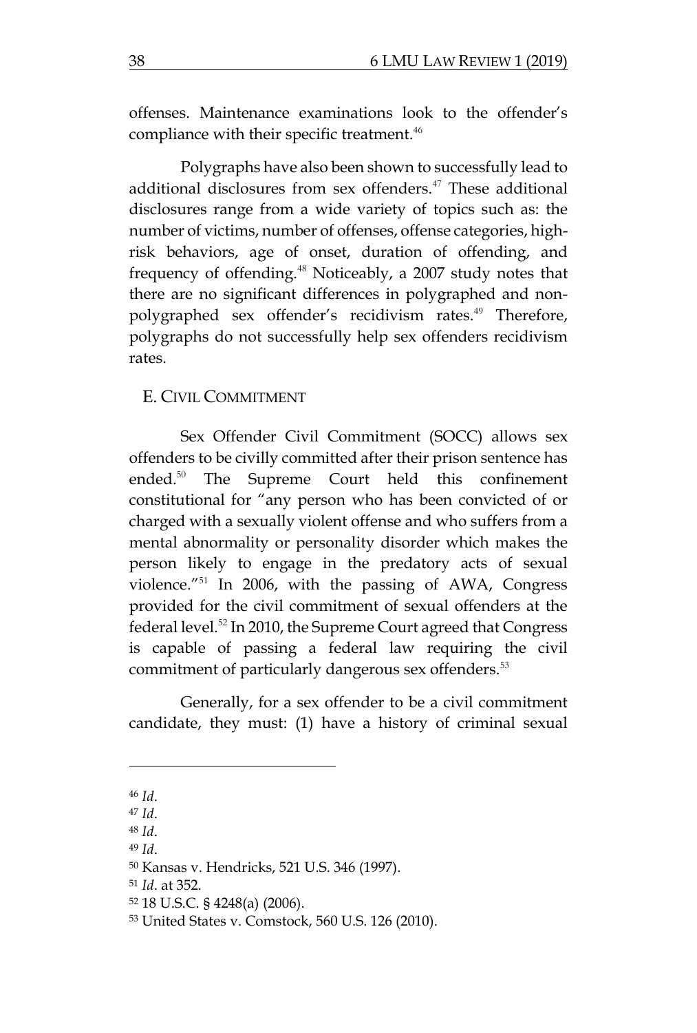offenses. Maintenance examinations look to the offender's compliance with their specific treatment.[46]

Polygraphs have also been shown to successfully lead to additional disclosures from sex offenders.[47] These additional disclosures range from a wide variety of topics such as: the number of victims, number of offenses, offense categories, high-risk behaviors, age of onset, duration of offending, and frequency of offending.[48] Noticeably, a 2007 study notes that there are no significant differences in polygraphed and non-polygraphed sex offender's recidivism rates.[49] Therefore, polygraphs do not successfully help sex offenders recidivism rates.

### E. CIVIL COMMITMENT

Sex Offender Civil Commitment (SOCC) allows sex offenders to be civilly committed after their prison sentence has ended.[50] The Supreme Court held this confinement constitutional for "any person who has been convicted of or charged with a sexually violent offense and who suffers from a mental abnormality or personality disorder which makes the person likely to engage in the predatory acts of sexual violence."[51] In 2006, with the passing of AWA, Congress provided for the civil commitment of sexual offenders at the federal level.[52] In 2010, the Supreme Court agreed that Congress is capable of passing a federal law requiring the civil commitment of particularly dangerous sex offenders.[53]

Generally, for a sex offender to be a civil commitment candidate, they must: (1) have a history of criminal sexual

---

[46] *Id*.

[47] *Id*.

[48] *Id*.

[49] *Id*.

[50] Kansas v. Hendricks, 521 U.S. 346 (1997).

[51] *Id*. at 352.

[52] 18 U.S.C. § 4248(a) (2006).

[53] United States v. Comstock, 560 U.S. 126 (2010).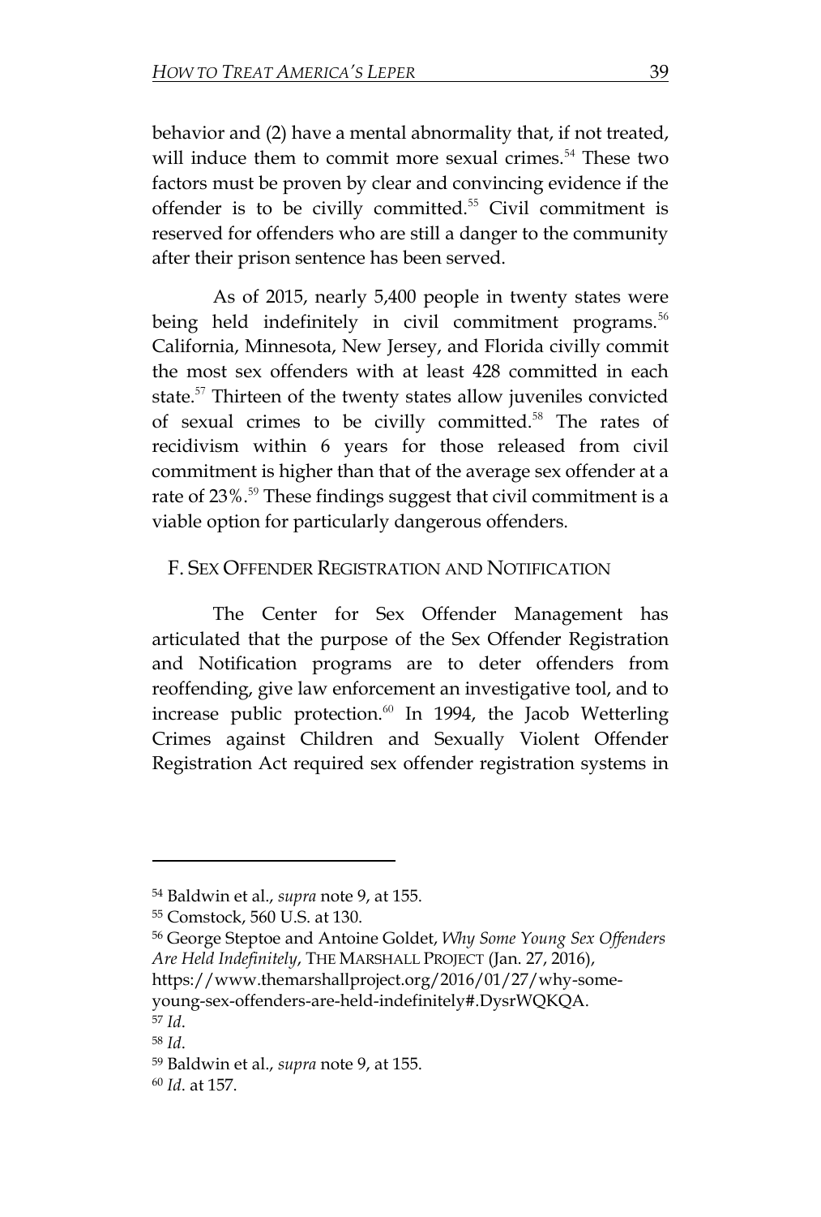behavior and (2) have a mental abnormality that, if not treated, will induce them to commit more sexual crimes.[54] These two factors must be proven by clear and convincing evidence if the offender is to be civilly committed.[55] Civil commitment is reserved for offenders who are still a danger to the community after their prison sentence has been served.

As of 2015, nearly 5,400 people in twenty states were being held indefinitely in civil commitment programs.[56] California, Minnesota, New Jersey, and Florida civilly commit the most sex offenders with at least 428 committed in each state.[57] Thirteen of the twenty states allow juveniles convicted of sexual crimes to be civilly committed.[58] The rates of recidivism within 6 years for those released from civil commitment is higher than that of the average sex offender at a rate of 23%.[59] These findings suggest that civil commitment is a viable option for particularly dangerous offenders.

### F. SEX OFFENDER REGISTRATION AND NOTIFICATION

The Center for Sex Offender Management has articulated that the purpose of the Sex Offender Registration and Notification programs are to deter offenders from reoffending, give law enforcement an investigative tool, and to increase public protection.[60] In 1994, the Jacob Wetterling Crimes against Children and Sexually Violent Offender Registration Act required sex offender registration systems in

---

[54] Baldwin et al., *supra* note 9, at 155.

[55] Comstock, 560 U.S. at 130.

[56] George Steptoe and Antoine Goldet, *Why Some Young Sex Offenders Are Held Indefinitely*, THE MARSHALL PROJECT (Jan. 27, 2016), https://www.themarshallproject.org/2016/01/27/why-some-young-sex-offenders-are-held-indefinitely#.DysrWQKQA.

[57] *Id*.

[58] *Id*.

[59] Baldwin et al., *supra* note 9, at 155.

[60] *Id*. at 157.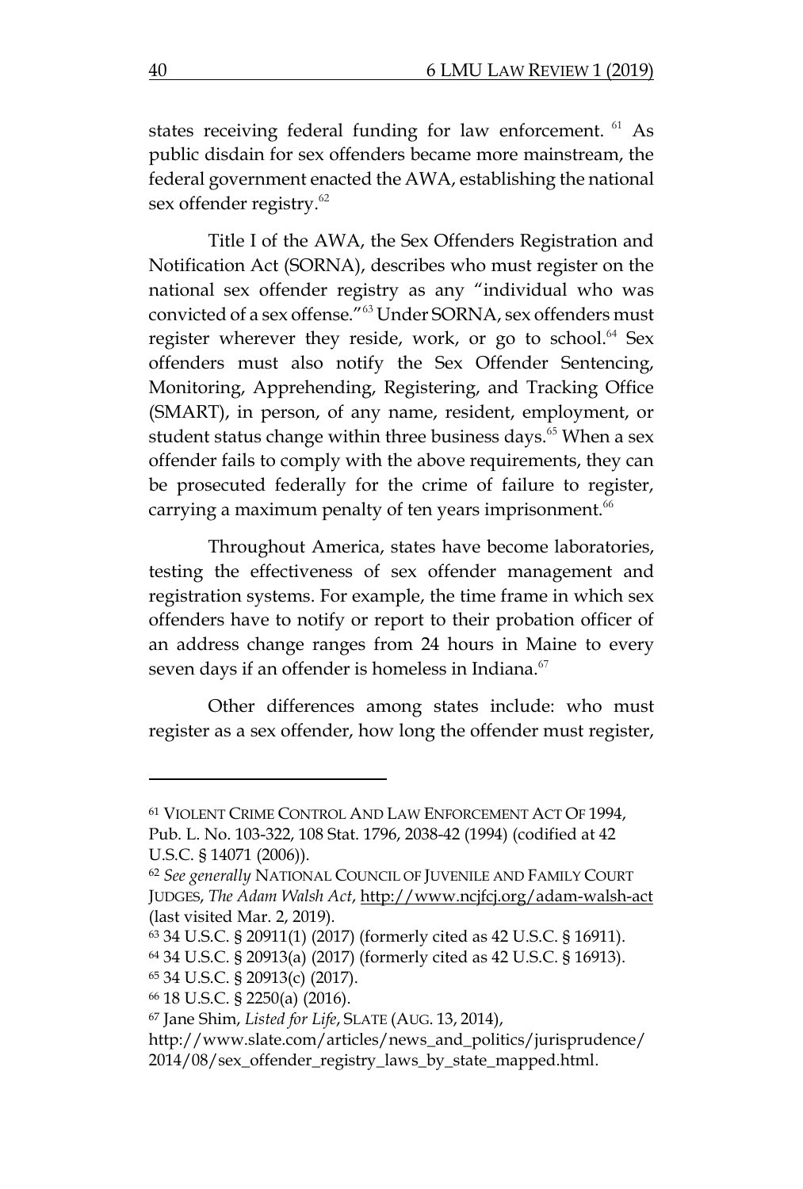states receiving federal funding for law enforcement. [61] As public disdain for sex offenders became more mainstream, the federal government enacted the AWA, establishing the national sex offender registry.[62]

Title I of the AWA, the Sex Offenders Registration and Notification Act (SORNA), describes who must register on the national sex offender registry as any "individual who was convicted of a sex offense."[63] Under SORNA, sex offenders must register wherever they reside, work, or go to school.[64] Sex offenders must also notify the Sex Offender Sentencing, Monitoring, Apprehending, Registering, and Tracking Office (SMART), in person, of any name, resident, employment, or student status change within three business days.[65] When a sex offender fails to comply with the above requirements, they can be prosecuted federally for the crime of failure to register, carrying a maximum penalty of ten years imprisonment.[66]

Throughout America, states have become laboratories, testing the effectiveness of sex offender management and registration systems. For example, the time frame in which sex offenders have to notify or report to their probation officer of an address change ranges from 24 hours in Maine to every seven days if an offender is homeless in Indiana.[67]

Other differences among states include: who must register as a sex offender, how long the offender must register,

---

[61] VIOLENT CRIME CONTROL AND LAW ENFORCEMENT ACT OF 1994, Pub. L. No. 103-322, 108 Stat. 1796, 2038-42 (1994) (codified at 42 U.S.C. § 14071 (2006)).

[62] *See generally* NATIONAL COUNCIL OF JUVENILE AND FAMILY COURT JUDGES, *The Adam Walsh Act*, http://www.ncjfcj.org/adam-walsh-act (last visited Mar. 2, 2019).

[63] 34 U.S.C. § 20911(1) (2017) (formerly cited as 42 U.S.C. § 16911).

[64] 34 U.S.C. § 20913(a) (2017) (formerly cited as 42 U.S.C. § 16913).

[65] 34 U.S.C. § 20913(c) (2017).

[66] 18 U.S.C. § 2250(a) (2016).

[67] Jane Shim, *Listed for Life*, SLATE (AUG. 13, 2014), http://www.slate.com/articles/news_and_politics/jurisprudence/2014/08/sex_offender_registry_laws_by_state_mapped.html.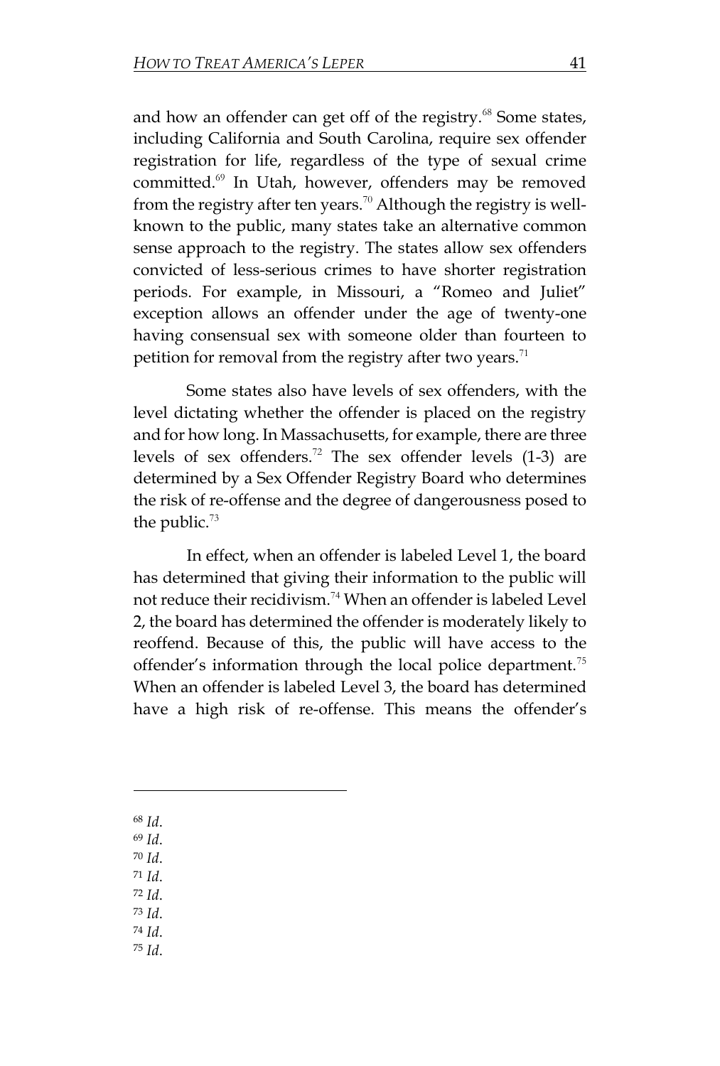and how an offender can get off of the registry.[68] Some states, including California and South Carolina, require sex offender registration for life, regardless of the type of sexual crime committed.[69] In Utah, however, offenders may be removed from the registry after ten years.[70] Although the registry is well-known to the public, many states take an alternative common sense approach to the registry. The states allow sex offenders convicted of less-serious crimes to have shorter registration periods. For example, in Missouri, a "Romeo and Juliet" exception allows an offender under the age of twenty-one having consensual sex with someone older than fourteen to petition for removal from the registry after two years.[71]

Some states also have levels of sex offenders, with the level dictating whether the offender is placed on the registry and for how long. In Massachusetts, for example, there are three levels of sex offenders.[72] The sex offender levels (1-3) are determined by a Sex Offender Registry Board who determines the risk of re-offense and the degree of dangerousness posed to the public.[73]

In effect, when an offender is labeled Level 1, the board has determined that giving their information to the public will not reduce their recidivism.[74] When an offender is labeled Level 2, the board has determined the offender is moderately likely to reoffend. Because of this, the public will have access to the offender's information through the local police department.[75] When an offender is labeled Level 3, the board has determined have a high risk of re-offense. This means the offender's

---

[68] *Id*.
[69] *Id*.
[70] *Id*.
[71] *Id*.
[72] *Id*.
[73] *Id*.
[74] *Id*.
[75] *Id*.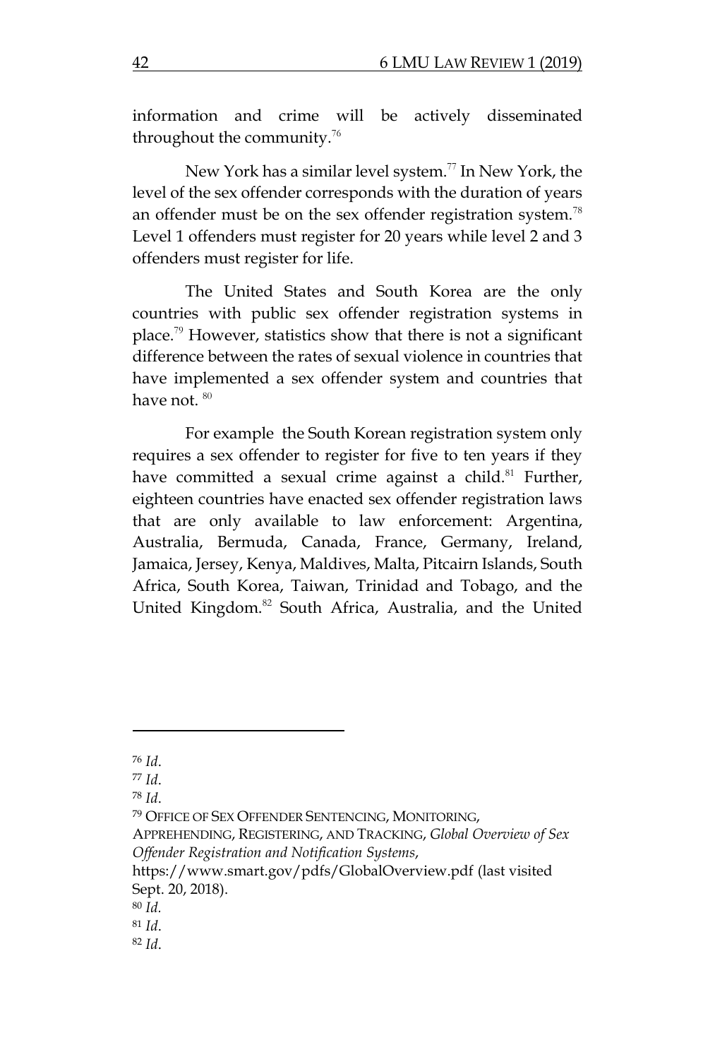information and crime will be actively disseminated throughout the community.[76]

New York has a similar level system.[77] In New York, the level of the sex offender corresponds with the duration of years an offender must be on the sex offender registration system.[78] Level 1 offenders must register for 20 years while level 2 and 3 offenders must register for life.

The United States and South Korea are the only countries with public sex offender registration systems in place.[79] However, statistics show that there is not a significant difference between the rates of sexual violence in countries that have implemented a sex offender system and countries that have not. [80]

For example the South Korean registration system only requires a sex offender to register for five to ten years if they have committed a sexual crime against a child.[81] Further, eighteen countries have enacted sex offender registration laws that are only available to law enforcement: Argentina, Australia, Bermuda, Canada, France, Germany, Ireland, Jamaica, Jersey, Kenya, Maldives, Malta, Pitcairn Islands, South Africa, South Korea, Taiwan, Trinidad and Tobago, and the United Kingdom.[82] South Africa, Australia, and the United

---

[76] *Id*.

[77] *Id*.

[78] *Id*.

[79] OFFICE OF SEX OFFENDER SENTENCING, MONITORING, APPREHENDING, REGISTERING, AND TRACKING, *Global Overview of Sex Offender Registration and Notification Systems*, https://www.smart.gov/pdfs/GlobalOverview.pdf (last visited Sept. 20, 2018).

[80] *Id.*

[81] *Id*.

[82] *Id*.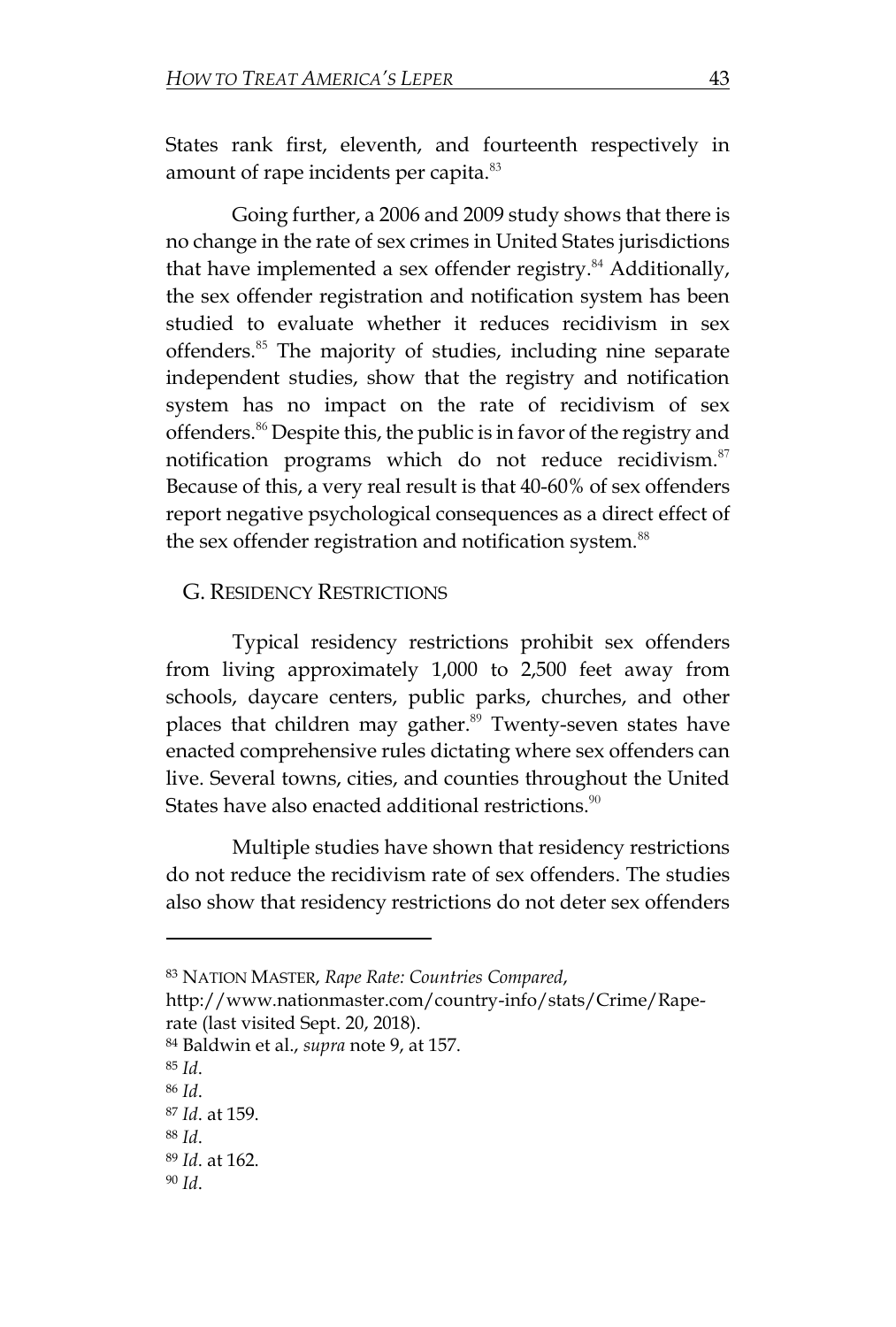States rank first, eleventh, and fourteenth respectively in amount of rape incidents per capita.[83]

Going further, a 2006 and 2009 study shows that there is no change in the rate of sex crimes in United States jurisdictions that have implemented a sex offender registry.[84] Additionally, the sex offender registration and notification system has been studied to evaluate whether it reduces recidivism in sex offenders.[85] The majority of studies, including nine separate independent studies, show that the registry and notification system has no impact on the rate of recidivism of sex offenders.[86] Despite this, the public is in favor of the registry and notification programs which do not reduce recidivism.[87] Because of this, a very real result is that 40-60% of sex offenders report negative psychological consequences as a direct effect of the sex offender registration and notification system.[88]

## G. Residency Restrictions

Typical residency restrictions prohibit sex offenders from living approximately 1,000 to 2,500 feet away from schools, daycare centers, public parks, churches, and other places that children may gather.[89] Twenty-seven states have enacted comprehensive rules dictating where sex offenders can live. Several towns, cities, and counties throughout the United States have also enacted additional restrictions.[90]

Multiple studies have shown that residency restrictions do not reduce the recidivism rate of sex offenders. The studies also show that residency restrictions do not deter sex offenders

---

[83] Nation Master, *Rape Rate: Countries Compared*, http://www.nationmaster.com/country-info/stats/Crime/Rape-rate (last visited Sept. 20, 2018).

[84] Baldwin et al., *supra* note 9, at 157.

[85] *Id*.

[86] *Id*.

[87] *Id*. at 159.

[88] *Id*.

[89] *Id*. at 162.

[90] *Id*.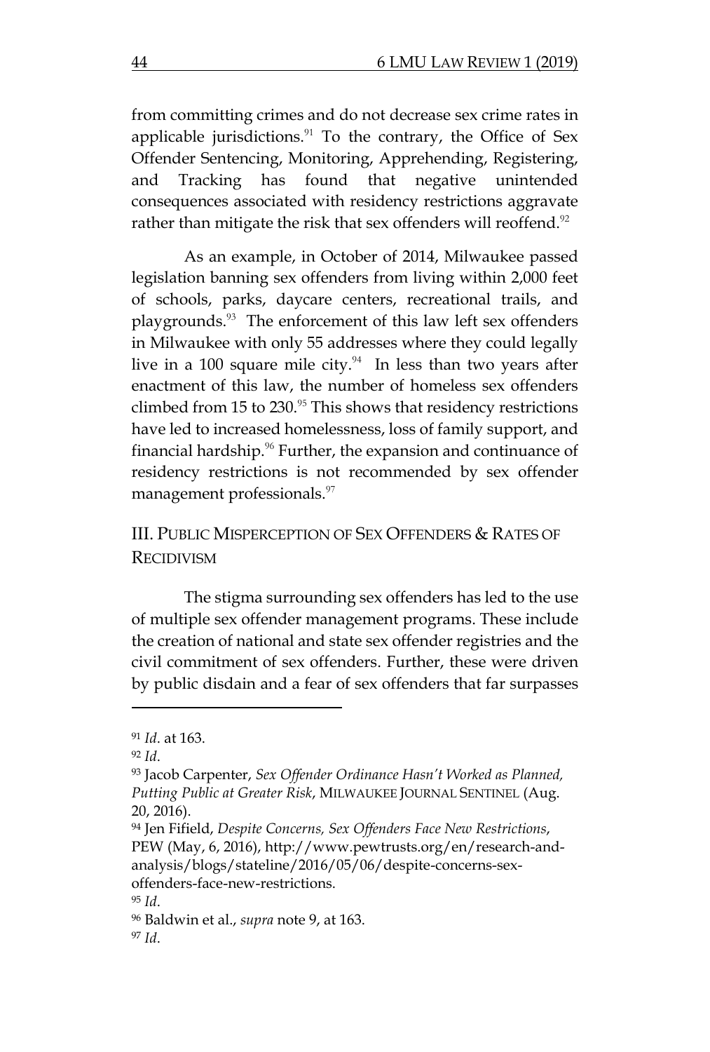from committing crimes and do not decrease sex crime rates in applicable jurisdictions.[91] To the contrary, the Office of Sex Offender Sentencing, Monitoring, Apprehending, Registering, and Tracking has found that negative unintended consequences associated with residency restrictions aggravate rather than mitigate the risk that sex offenders will reoffend.[92]

As an example, in October of 2014, Milwaukee passed legislation banning sex offenders from living within 2,000 feet of schools, parks, daycare centers, recreational trails, and playgrounds.[93] The enforcement of this law left sex offenders in Milwaukee with only 55 addresses where they could legally live in a 100 square mile city.[94] In less than two years after enactment of this law, the number of homeless sex offenders climbed from 15 to 230.[95] This shows that residency restrictions have led to increased homelessness, loss of family support, and financial hardship.[96] Further, the expansion and continuance of residency restrictions is not recommended by sex offender management professionals.[97]

## III. PUBLIC MISPERCEPTION OF SEX OFFENDERS & RATES OF RECIDIVISM

The stigma surrounding sex offenders has led to the use of multiple sex offender management programs. These include the creation of national and state sex offender registries and the civil commitment of sex offenders. Further, these were driven by public disdain and a fear of sex offenders that far surpasses

---

[91] *Id*. at 163.

[92] *Id*.

[93] Jacob Carpenter, *Sex Offender Ordinance Hasn't Worked as Planned, Putting Public at Greater Risk*, MILWAUKEE JOURNAL SENTINEL (Aug. 20, 2016).

[94] Jen Fifield, *Despite Concerns, Sex Offenders Face New Restrictions*, PEW (May, 6, 2016), http://www.pewtrusts.org/en/research-and-analysis/blogs/stateline/2016/05/06/despite-concerns-sex-offenders-face-new-restrictions.

[95] *Id*.

[96] Baldwin et al., *supra* note 9, at 163.

[97] *Id*.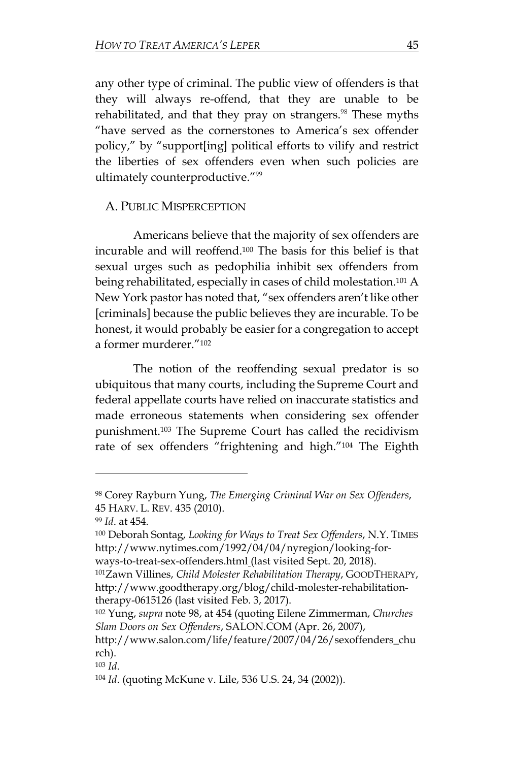any other type of criminal. The public view of offenders is that they will always re-offend, that they are unable to be rehabilitated, and that they pray on strangers.[98] These myths "have served as the cornerstones to America's sex offender policy," by "support[ing] political efforts to vilify and restrict the liberties of sex offenders even when such policies are ultimately counterproductive."[99]

## A. Public Misperception

Americans believe that the majority of sex offenders are incurable and will reoffend.[100] The basis for this belief is that sexual urges such as pedophilia inhibit sex offenders from being rehabilitated, especially in cases of child molestation.[101] A New York pastor has noted that, "sex offenders aren't like other [criminals] because the public believes they are incurable. To be honest, it would probably be easier for a congregation to accept a former murderer."[102]

The notion of the reoffending sexual predator is so ubiquitous that many courts, including the Supreme Court and federal appellate courts have relied on inaccurate statistics and made erroneous statements when considering sex offender punishment.[103] The Supreme Court has called the recidivism rate of sex offenders "frightening and high."[104] The Eighth

---

[98] Corey Rayburn Yung, *The Emerging Criminal War on Sex Offenders*, 45 Harv. L. Rev. 435 (2010).

[99] *Id*. at 454.

[100] Deborah Sontag, *Looking for Ways to Treat Sex Offenders*, N.Y. Times http://www.nytimes.com/1992/04/04/nyregion/looking-for-ways-to-treat-sex-offenders.html (last visited Sept. 20, 2018).

[101] Zawn Villines, *Child Molester Rehabilitation Therapy*, GoodTherapy, http://www.goodtherapy.org/blog/child-molester-rehabilitation-therapy-0615126 (last visited Feb. 3, 2017).

[102] Yung, *supra* note 98, at 454 (quoting Eilene Zimmerman, *Churches Slam Doors on Sex Offenders*, SALON.COM (Apr. 26, 2007), http://www.salon.com/life/feature/2007/04/26/sexoffenders_church).

[103] *Id*.

[104] *Id*. (quoting McKune v. Lile, 536 U.S. 24, 34 (2002)).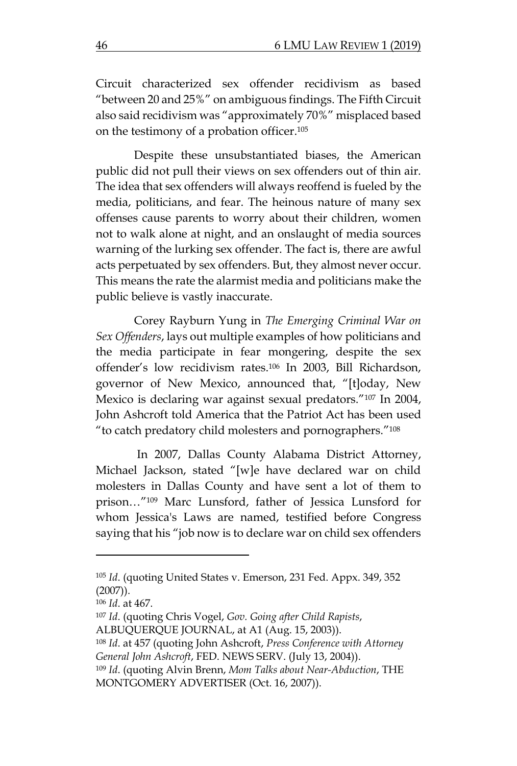Circuit characterized sex offender recidivism as based "between 20 and 25%" on ambiguous findings. The Fifth Circuit also said recidivism was "approximately 70%" misplaced based on the testimony of a probation officer.[105]

Despite these unsubstantiated biases, the American public did not pull their views on sex offenders out of thin air. The idea that sex offenders will always reoffend is fueled by the media, politicians, and fear. The heinous nature of many sex offenses cause parents to worry about their children, women not to walk alone at night, and an onslaught of media sources warning of the lurking sex offender. The fact is, there are awful acts perpetuated by sex offenders. But, they almost never occur. This means the rate the alarmist media and politicians make the public believe is vastly inaccurate.

Corey Rayburn Yung in *The Emerging Criminal War on Sex Offenders*, lays out multiple examples of how politicians and the media participate in fear mongering, despite the sex offender's low recidivism rates.[106] In 2003, Bill Richardson, governor of New Mexico, announced that, "[t]oday, New Mexico is declaring war against sexual predators."[107] In 2004, John Ashcroft told America that the Patriot Act has been used "to catch predatory child molesters and pornographers."[108]

In 2007, Dallas County Alabama District Attorney, Michael Jackson, stated "[w]e have declared war on child molesters in Dallas County and have sent a lot of them to prison…"[109] Marc Lunsford, father of Jessica Lunsford for whom Jessica's Laws are named, testified before Congress saying that his "job now is to declare war on child sex offenders

---

[105] *Id*. (quoting United States v. Emerson, 231 Fed. Appx. 349, 352 (2007)).

[106] *Id*. at 467.

[107] *Id*. (quoting Chris Vogel, *Gov. Going after Child Rapists*, ALBUQUERQUE JOURNAL, at A1 (Aug. 15, 2003)).

[108] *Id*. at 457 (quoting John Ashcroft, *Press Conference with Attorney General John Ashcroft*, FED. NEWS SERV. (July 13, 2004)).

[109] *Id*. (quoting Alvin Brenn, *Mom Talks about Near-Abduction*, THE MONTGOMERY ADVERTISER (Oct. 16, 2007)).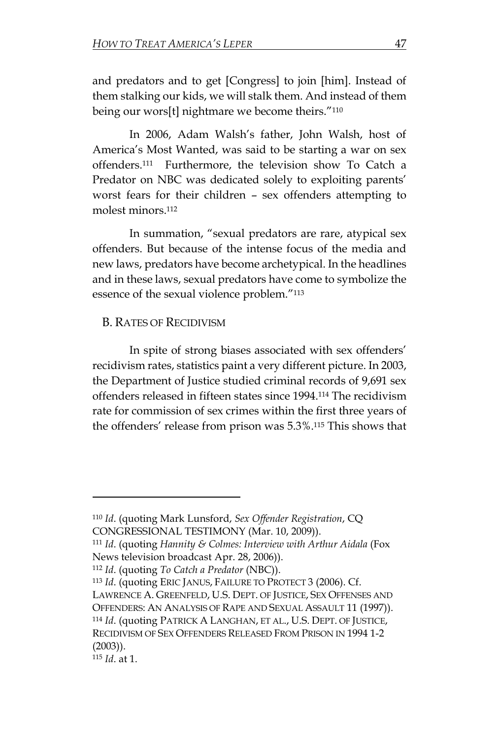and predators and to get [Congress] to join [him]. Instead of them stalking our kids, we will stalk them. And instead of them being our wors[t] nightmare we become theirs."[110]

In 2006, Adam Walsh's father, John Walsh, host of America's Most Wanted, was said to be starting a war on sex offenders.[111] Furthermore, the television show To Catch a Predator on NBC was dedicated solely to exploiting parents' worst fears for their children – sex offenders attempting to molest minors.[112]

In summation, "sexual predators are rare, atypical sex offenders. But because of the intense focus of the media and new laws, predators have become archetypical. In the headlines and in these laws, sexual predators have come to symbolize the essence of the sexual violence problem."[113]

## B. Rates of Recidivism

In spite of strong biases associated with sex offenders' recidivism rates, statistics paint a very different picture. In 2003, the Department of Justice studied criminal records of 9,691 sex offenders released in fifteen states since 1994.[114] The recidivism rate for commission of sex crimes within the first three years of the offenders' release from prison was 5.3%.[115] This shows that

---

[110] *Id*. (quoting Mark Lunsford, *Sex Offender Registration*, CQ CONGRESSIONAL TESTIMONY (Mar. 10, 2009)).

[111] *Id*. (quoting *Hannity & Colmes: Interview with Arthur Aidala* (Fox News television broadcast Apr. 28, 2006)).

[112] *Id*. (quoting *To Catch a Predator* (NBC)).

[113] *Id*. (quoting ERIC JANUS, FAILURE TO PROTECT 3 (2006). Cf. LAWRENCE A. GREENFELD, U.S. DEPT. OF JUSTICE, SEX OFFENSES AND OFFENDERS: AN ANALYSIS OF RAPE AND SEXUAL ASSAULT 11 (1997)).

[114] *Id*. (quoting PATRICK A LANGHAN, ET AL., U.S. DEPT. OF JUSTICE, RECIDIVISM OF SEX OFFENDERS RELEASED FROM PRISON IN 1994 1-2 (2003)).

[115] *Id*. at 1.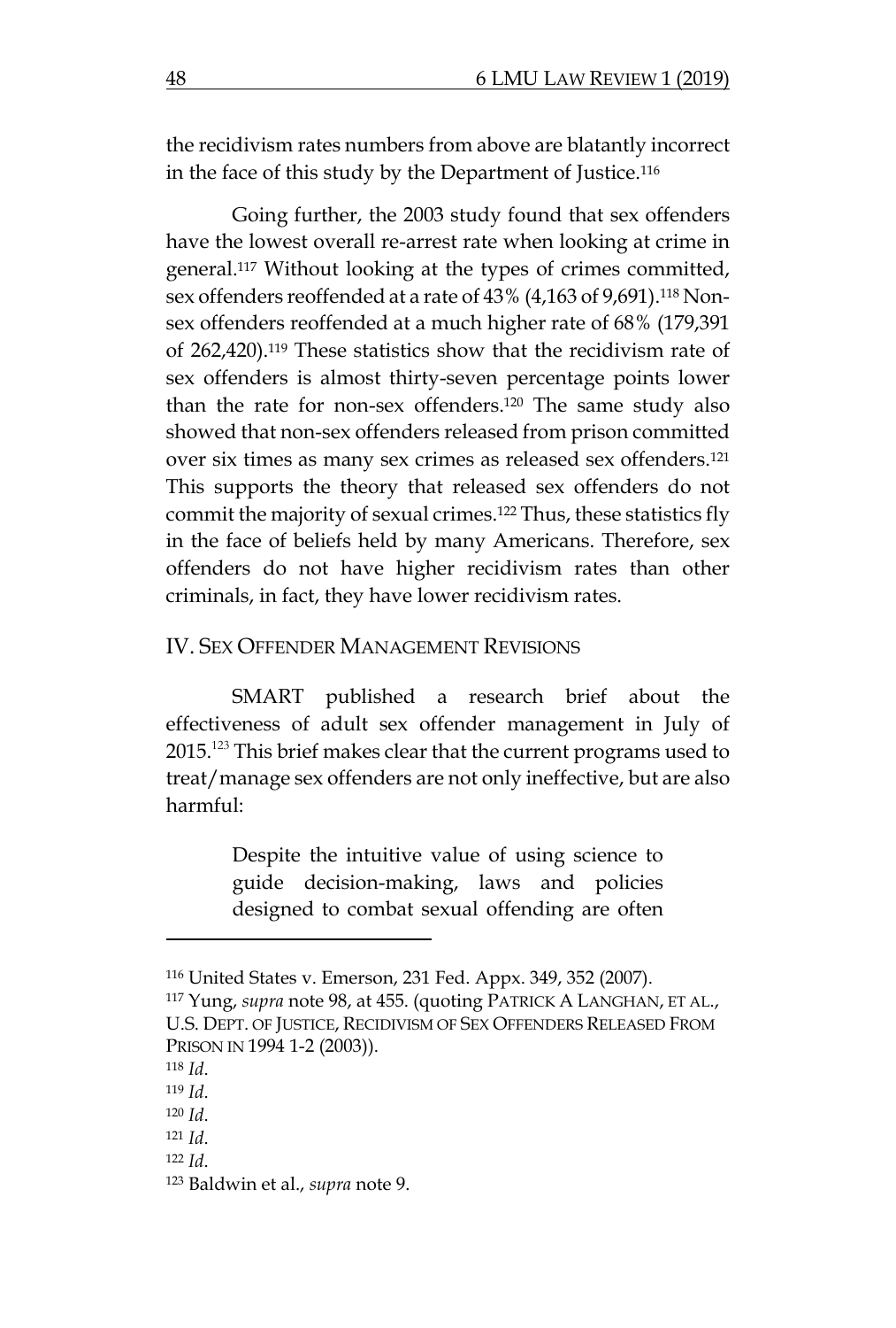the recidivism rates numbers from above are blatantly incorrect in the face of this study by the Department of Justice.[116]

Going further, the 2003 study found that sex offenders have the lowest overall re-arrest rate when looking at crime in general.[117] Without looking at the types of crimes committed, sex offenders reoffended at a rate of 43% (4,163 of 9,691).[118] Non-sex offenders reoffended at a much higher rate of 68% (179,391 of 262,420).[119] These statistics show that the recidivism rate of sex offenders is almost thirty-seven percentage points lower than the rate for non-sex offenders.[120] The same study also showed that non-sex offenders released from prison committed over six times as many sex crimes as released sex offenders.[121] This supports the theory that released sex offenders do not commit the majority of sexual crimes.[122] Thus, these statistics fly in the face of beliefs held by many Americans. Therefore, sex offenders do not have higher recidivism rates than other criminals, in fact, they have lower recidivism rates.

## IV. Sex Offender Management Revisions

SMART published a research brief about the effectiveness of adult sex offender management in July of 2015.[123] This brief makes clear that the current programs used to treat/manage sex offenders are not only ineffective, but are also harmful:

> Despite the intuitive value of using science to guide decision-making, laws and policies designed to combat sexual offending are often

---

[116] United States v. Emerson, 231 Fed. Appx. 349, 352 (2007).

[117] Yung, *supra* note 98, at 455. (quoting Patrick A Langhan, et al., U.S. Dept. of Justice, Recidivism of Sex Offenders Released From Prison in 1994 1-2 (2003)).

[118] *Id.*

[119] *Id.*

[120] *Id.*

[121] *Id.*

[122] *Id.*

[123] Baldwin et al., *supra* note 9.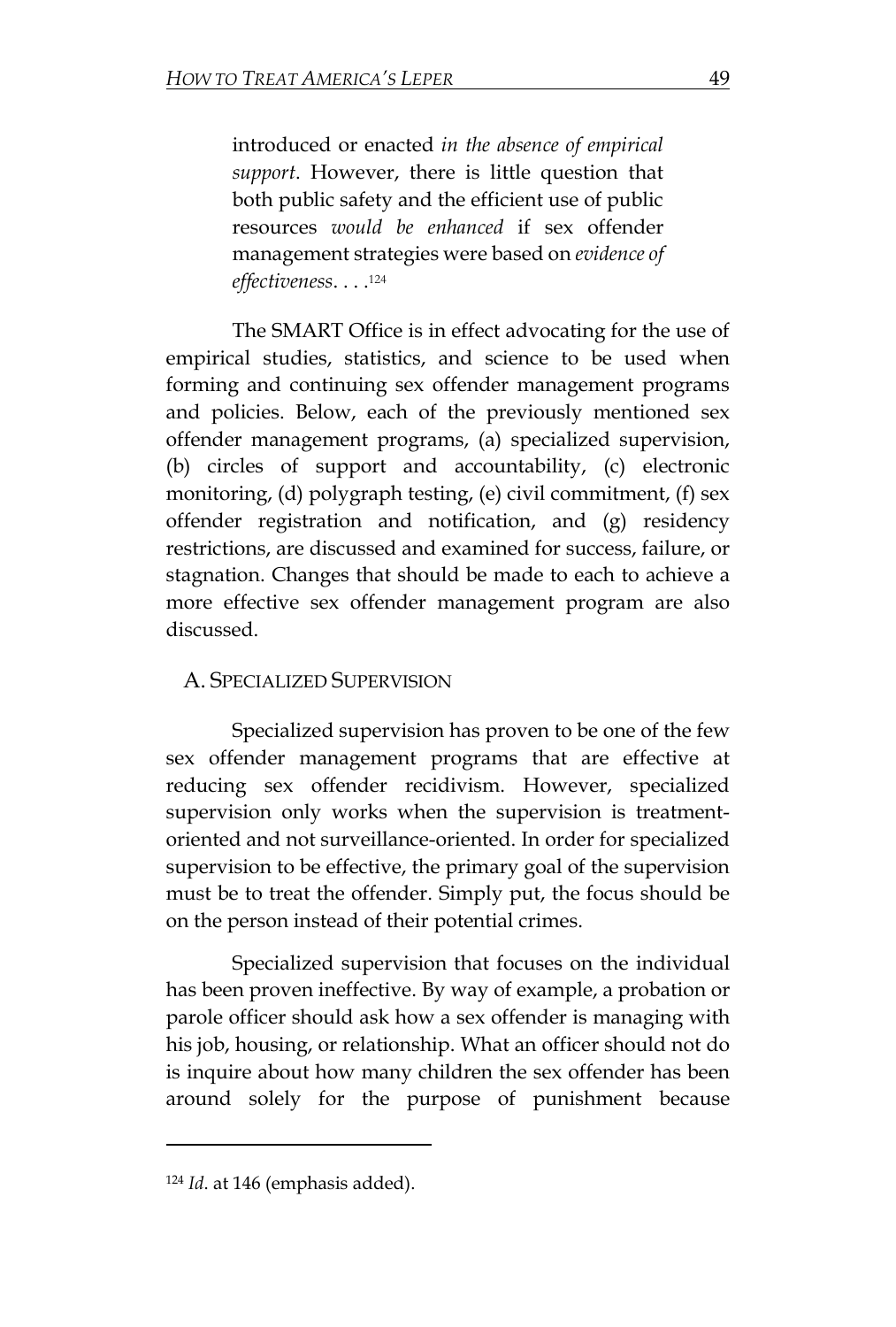> introduced or enacted *in the absence of empirical support*. However, there is little question that both public safety and the efficient use of public resources *would be enhanced* if sex offender management strategies were based on *evidence of effectiveness*. . . .[124]

The SMART Office is in effect advocating for the use of empirical studies, statistics, and science to be used when forming and continuing sex offender management programs and policies. Below, each of the previously mentioned sex offender management programs, (a) specialized supervision, (b) circles of support and accountability, (c) electronic monitoring, (d) polygraph testing, (e) civil commitment, (f) sex offender registration and notification, and (g) residency restrictions, are discussed and examined for success, failure, or stagnation. Changes that should be made to each to achieve a more effective sex offender management program are also discussed.

### A. SPECIALIZED SUPERVISION

Specialized supervision has proven to be one of the few sex offender management programs that are effective at reducing sex offender recidivism. However, specialized supervision only works when the supervision is treatment-oriented and not surveillance-oriented. In order for specialized supervision to be effective, the primary goal of the supervision must be to treat the offender. Simply put, the focus should be on the person instead of their potential crimes.

Specialized supervision that focuses on the individual has been proven ineffective. By way of example, a probation or parole officer should ask how a sex offender is managing with his job, housing, or relationship. What an officer should not do is inquire about how many children the sex offender has been around solely for the purpose of punishment because

---

[124] *Id*. at 146 (emphasis added).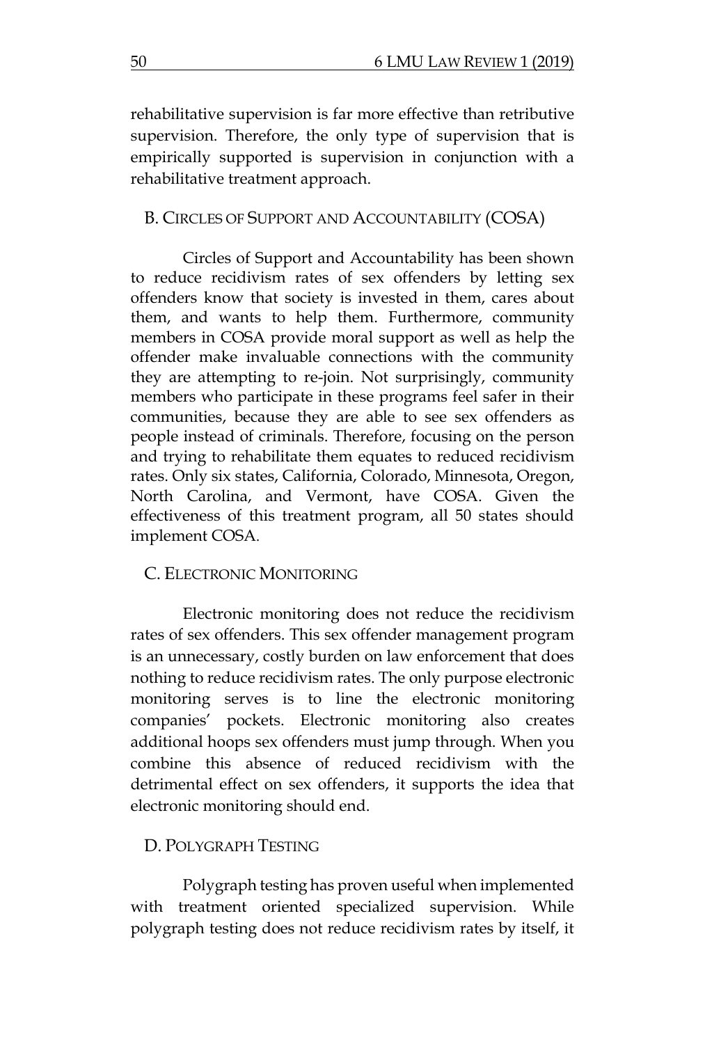rehabilitative supervision is far more effective than retributive supervision. Therefore, the only type of supervision that is empirically supported is supervision in conjunction with a rehabilitative treatment approach.

### B. Circles of Support and Accountability (COSA)

Circles of Support and Accountability has been shown to reduce recidivism rates of sex offenders by letting sex offenders know that society is invested in them, cares about them, and wants to help them. Furthermore, community members in COSA provide moral support as well as help the offender make invaluable connections with the community they are attempting to re-join. Not surprisingly, community members who participate in these programs feel safer in their communities, because they are able to see sex offenders as people instead of criminals. Therefore, focusing on the person and trying to rehabilitate them equates to reduced recidivism rates. Only six states, California, Colorado, Minnesota, Oregon, North Carolina, and Vermont, have COSA. Given the effectiveness of this treatment program, all 50 states should implement COSA.

### C. Electronic Monitoring

Electronic monitoring does not reduce the recidivism rates of sex offenders. This sex offender management program is an unnecessary, costly burden on law enforcement that does nothing to reduce recidivism rates. The only purpose electronic monitoring serves is to line the electronic monitoring companies' pockets. Electronic monitoring also creates additional hoops sex offenders must jump through. When you combine this absence of reduced recidivism with the detrimental effect on sex offenders, it supports the idea that electronic monitoring should end.

### D. Polygraph Testing

Polygraph testing has proven useful when implemented with treatment oriented specialized supervision. While polygraph testing does not reduce recidivism rates by itself, it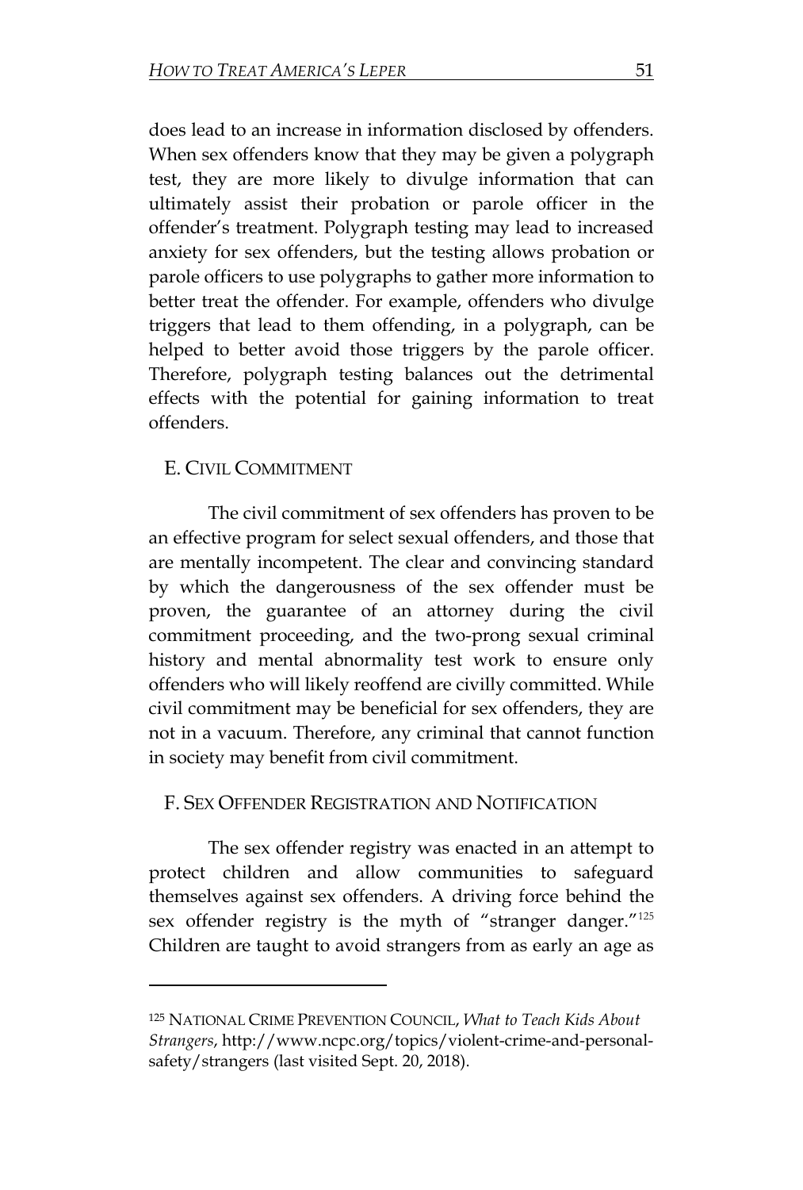does lead to an increase in information disclosed by offenders. When sex offenders know that they may be given a polygraph test, they are more likely to divulge information that can ultimately assist their probation or parole officer in the offender's treatment. Polygraph testing may lead to increased anxiety for sex offenders, but the testing allows probation or parole officers to use polygraphs to gather more information to better treat the offender. For example, offenders who divulge triggers that lead to them offending, in a polygraph, can be helped to better avoid those triggers by the parole officer. Therefore, polygraph testing balances out the detrimental effects with the potential for gaining information to treat offenders.

## E. CIVIL COMMITMENT

The civil commitment of sex offenders has proven to be an effective program for select sexual offenders, and those that are mentally incompetent. The clear and convincing standard by which the dangerousness of the sex offender must be proven, the guarantee of an attorney during the civil commitment proceeding, and the two-prong sexual criminal history and mental abnormality test work to ensure only offenders who will likely reoffend are civilly committed. While civil commitment may be beneficial for sex offenders, they are not in a vacuum. Therefore, any criminal that cannot function in society may benefit from civil commitment.

## F. SEX OFFENDER REGISTRATION AND NOTIFICATION

The sex offender registry was enacted in an attempt to protect children and allow communities to safeguard themselves against sex offenders. A driving force behind the sex offender registry is the myth of "stranger danger."[125] Children are taught to avoid strangers from as early an age as

---

[125] NATIONAL CRIME PREVENTION COUNCIL, *What to Teach Kids About Strangers*, http://www.ncpc.org/topics/violent-crime-and-personal-safety/strangers (last visited Sept. 20, 2018).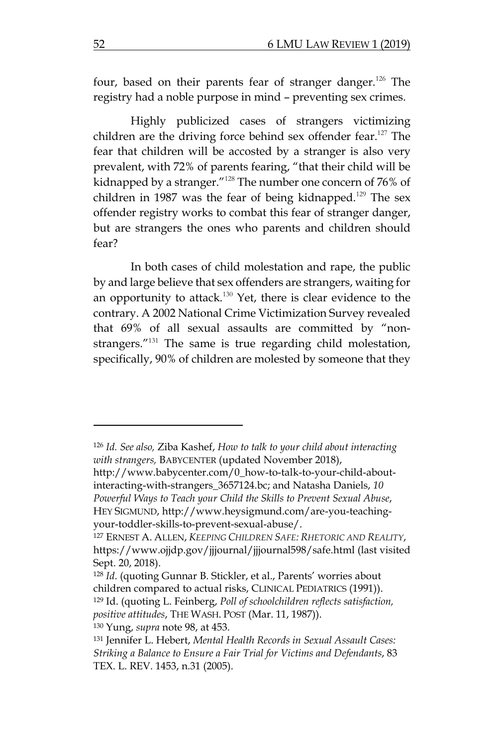four, based on their parents fear of stranger danger.[126] The registry had a noble purpose in mind – preventing sex crimes.

Highly publicized cases of strangers victimizing children are the driving force behind sex offender fear.[127] The fear that children will be accosted by a stranger is also very prevalent, with 72% of parents fearing, "that their child will be kidnapped by a stranger."[128] The number one concern of 76% of children in 1987 was the fear of being kidnapped.[129] The sex offender registry works to combat this fear of stranger danger, but are strangers the ones who parents and children should fear?

In both cases of child molestation and rape, the public by and large believe that sex offenders are strangers, waiting for an opportunity to attack.[130] Yet, there is clear evidence to the contrary. A 2002 National Crime Victimization Survey revealed that 69% of all sexual assaults are committed by "non-strangers."[131] The same is true regarding child molestation, specifically, 90% of children are molested by someone that they

---

[126] *Id. See also,* Ziba Kashef, *How to talk to your child about interacting with strangers,* BABYCENTER (updated November 2018), http://www.babycenter.com/0_how-to-talk-to-your-child-about-interacting-with-strangers_3657124.bc; and Natasha Daniels, *10 Powerful Ways to Teach your Child the Skills to Prevent Sexual Abuse*, HEY SIGMUND, http://www.heysigmund.com/are-you-teaching-your-toddler-skills-to-prevent-sexual-abuse/.

[127] ERNEST A. ALLEN, *KEEPING CHILDREN SAFE: RHETORIC AND REALITY*, https://www.ojjdp.gov/jjjournal/jjjournal598/safe.html (last visited Sept. 20, 2018).

[128] *Id*. (quoting Gunnar B. Stickler, et al., Parents' worries about children compared to actual risks, CLINICAL PEDIATRICS (1991)).

[129] Id. (quoting L. Feinberg, *Poll of schoolchildren reflects satisfaction, positive attitudes*, THE WASH. POST (Mar. 11, 1987)).

[130] Yung, *supra* note 98, at 453.

[131] Jennifer L. Hebert, *Mental Health Records in Sexual Assault Cases: Striking a Balance to Ensure a Fair Trial for Victims and Defendants*, 83 TEX. L. REV. 1453, n.31 (2005).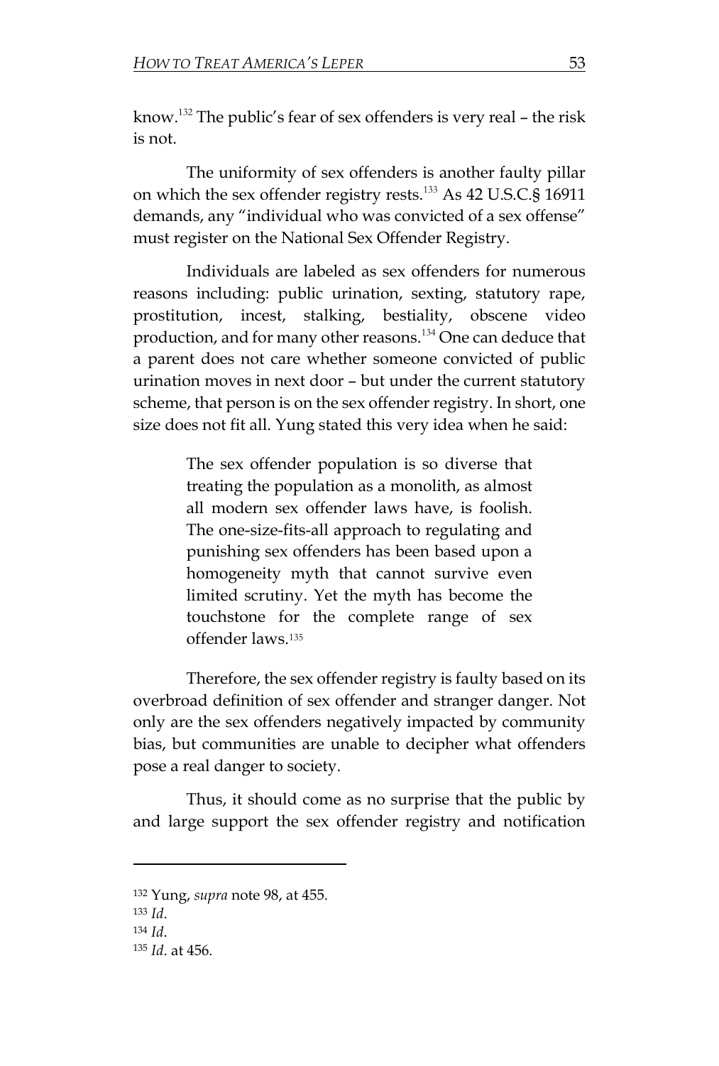know.[132] The public's fear of sex offenders is very real – the risk is not.

The uniformity of sex offenders is another faulty pillar on which the sex offender registry rests.[133] As 42 U.S.C.§ 16911 demands, any "individual who was convicted of a sex offense" must register on the National Sex Offender Registry.

Individuals are labeled as sex offenders for numerous reasons including: public urination, sexting, statutory rape, prostitution, incest, stalking, bestiality, obscene video production, and for many other reasons.[134] One can deduce that a parent does not care whether someone convicted of public urination moves in next door – but under the current statutory scheme, that person is on the sex offender registry. In short, one size does not fit all. Yung stated this very idea when he said:

> The sex offender population is so diverse that treating the population as a monolith, as almost all modern sex offender laws have, is foolish. The one-size-fits-all approach to regulating and punishing sex offenders has been based upon a homogeneity myth that cannot survive even limited scrutiny. Yet the myth has become the touchstone for the complete range of sex offender laws.[135]

Therefore, the sex offender registry is faulty based on its overbroad definition of sex offender and stranger danger. Not only are the sex offenders negatively impacted by community bias, but communities are unable to decipher what offenders pose a real danger to society.

Thus, it should come as no surprise that the public by and large support the sex offender registry and notification

---

[132] Yung, *supra* note 98, at 455.

[133] *Id*.

[134] *Id*.

[135] *Id*. at 456.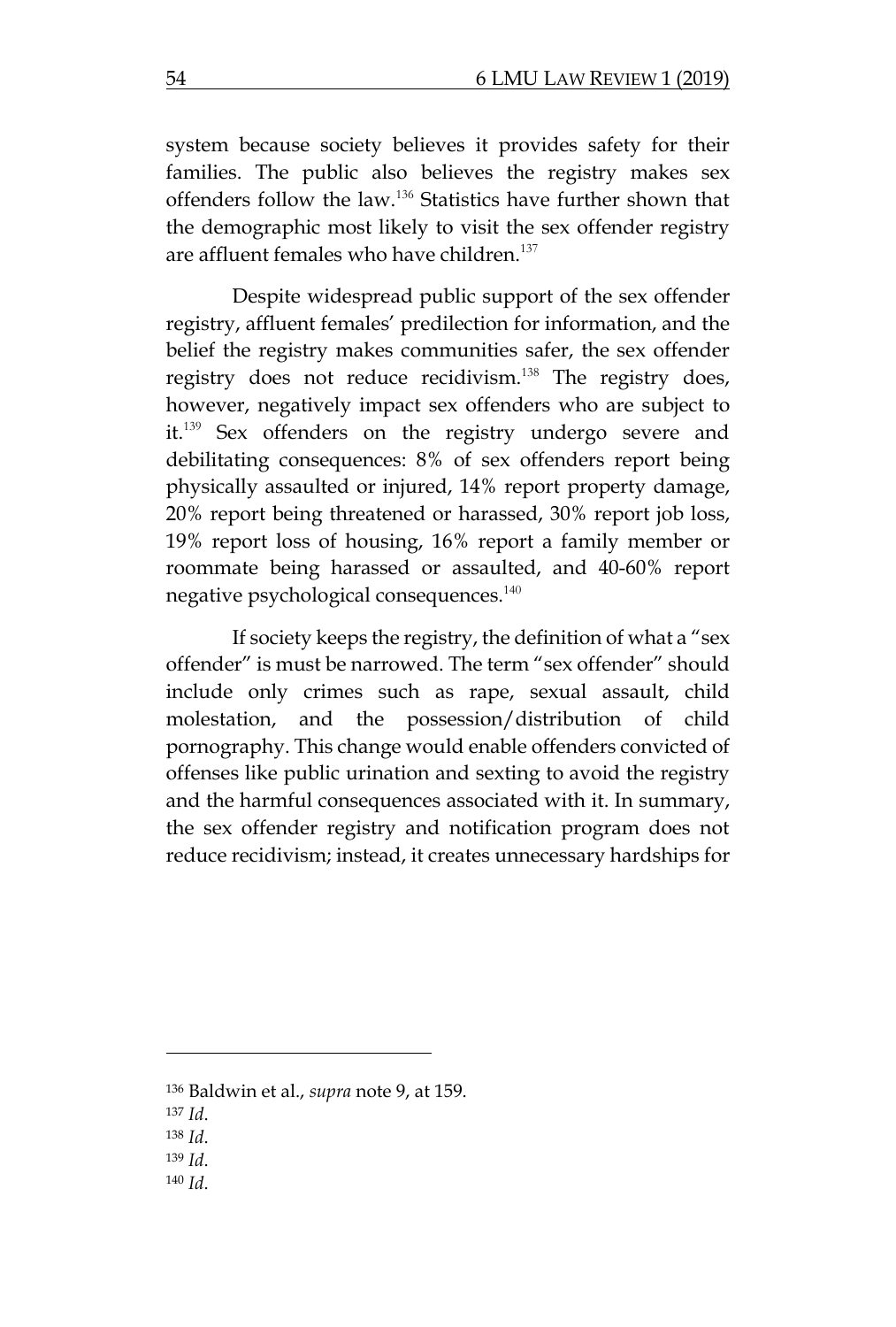system because society believes it provides safety for their families. The public also believes the registry makes sex offenders follow the law.[136] Statistics have further shown that the demographic most likely to visit the sex offender registry are affluent females who have children.[137]

Despite widespread public support of the sex offender registry, affluent females' predilection for information, and the belief the registry makes communities safer, the sex offender registry does not reduce recidivism.[138] The registry does, however, negatively impact sex offenders who are subject to it.[139] Sex offenders on the registry undergo severe and debilitating consequences: 8% of sex offenders report being physically assaulted or injured, 14% report property damage, 20% report being threatened or harassed, 30% report job loss, 19% report loss of housing, 16% report a family member or roommate being harassed or assaulted, and 40-60% report negative psychological consequences.[140]

If society keeps the registry, the definition of what a "sex offender" is must be narrowed. The term "sex offender" should include only crimes such as rape, sexual assault, child molestation, and the possession/distribution of child pornography. This change would enable offenders convicted of offenses like public urination and sexting to avoid the registry and the harmful consequences associated with it. In summary, the sex offender registry and notification program does not reduce recidivism; instead, it creates unnecessary hardships for

---

[136] Baldwin et al., *supra* note 9, at 159.

[137] *Id*.

[138] *Id*.

[139] *Id*.

[140] *Id*.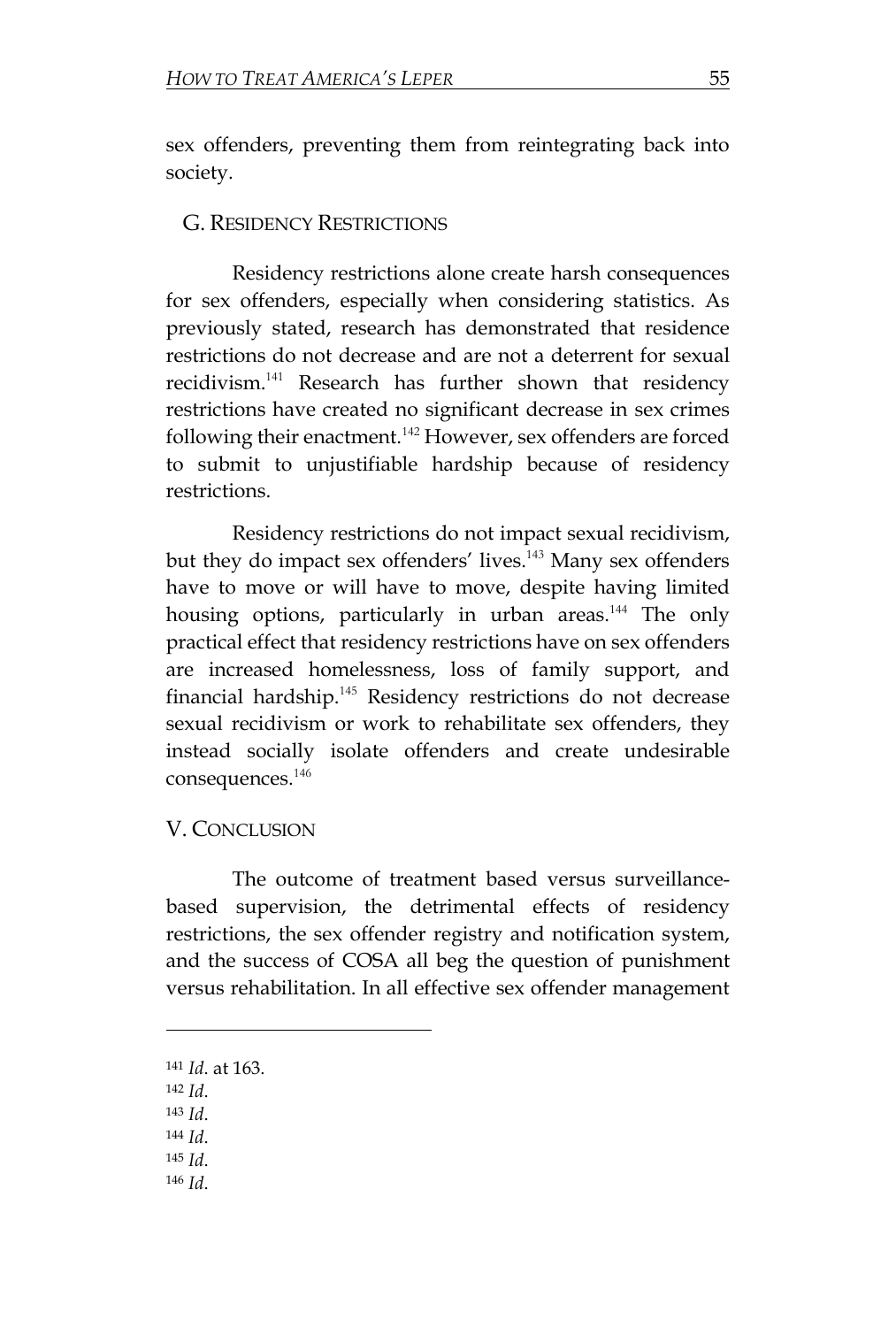sex offenders, preventing them from reintegrating back into society.

### G. RESIDENCY RESTRICTIONS

Residency restrictions alone create harsh consequences for sex offenders, especially when considering statistics. As previously stated, research has demonstrated that residence restrictions do not decrease and are not a deterrent for sexual recidivism.[141] Research has further shown that residency restrictions have created no significant decrease in sex crimes following their enactment.[142] However, sex offenders are forced to submit to unjustifiable hardship because of residency restrictions.

Residency restrictions do not impact sexual recidivism, but they do impact sex offenders' lives.[143] Many sex offenders have to move or will have to move, despite having limited housing options, particularly in urban areas.[144] The only practical effect that residency restrictions have on sex offenders are increased homelessness, loss of family support, and financial hardship.[145] Residency restrictions do not decrease sexual recidivism or work to rehabilitate sex offenders, they instead socially isolate offenders and create undesirable consequences.[146]

## V. CONCLUSION

The outcome of treatment based versus surveillance-based supervision, the detrimental effects of residency restrictions, the sex offender registry and notification system, and the success of COSA all beg the question of punishment versus rehabilitation. In all effective sex offender management

---

[141] *Id*. at 163.

[142] *Id*.

[143] *Id*.

[144] *Id*.

[145] *Id*.

[146] *Id*.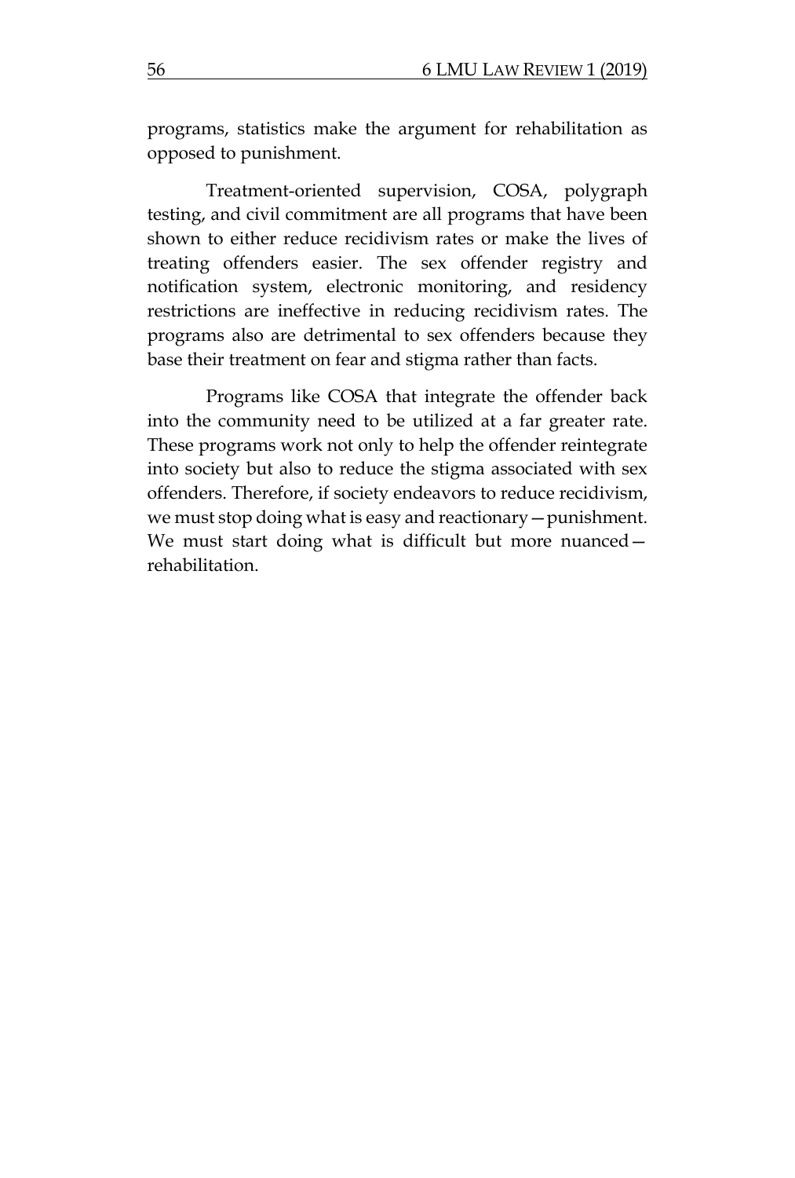programs, statistics make the argument for rehabilitation as opposed to punishment.

Treatment-oriented supervision, COSA, polygraph testing, and civil commitment are all programs that have been shown to either reduce recidivism rates or make the lives of treating offenders easier. The sex offender registry and notification system, electronic monitoring, and residency restrictions are ineffective in reducing recidivism rates. The programs also are detrimental to sex offenders because they base their treatment on fear and stigma rather than facts.

Programs like COSA that integrate the offender back into the community need to be utilized at a far greater rate. These programs work not only to help the offender reintegrate into society but also to reduce the stigma associated with sex offenders. Therefore, if society endeavors to reduce recidivism, we must stop doing what is easy and reactionary—punishment. We must start doing what is difficult but more nuanced—rehabilitation.